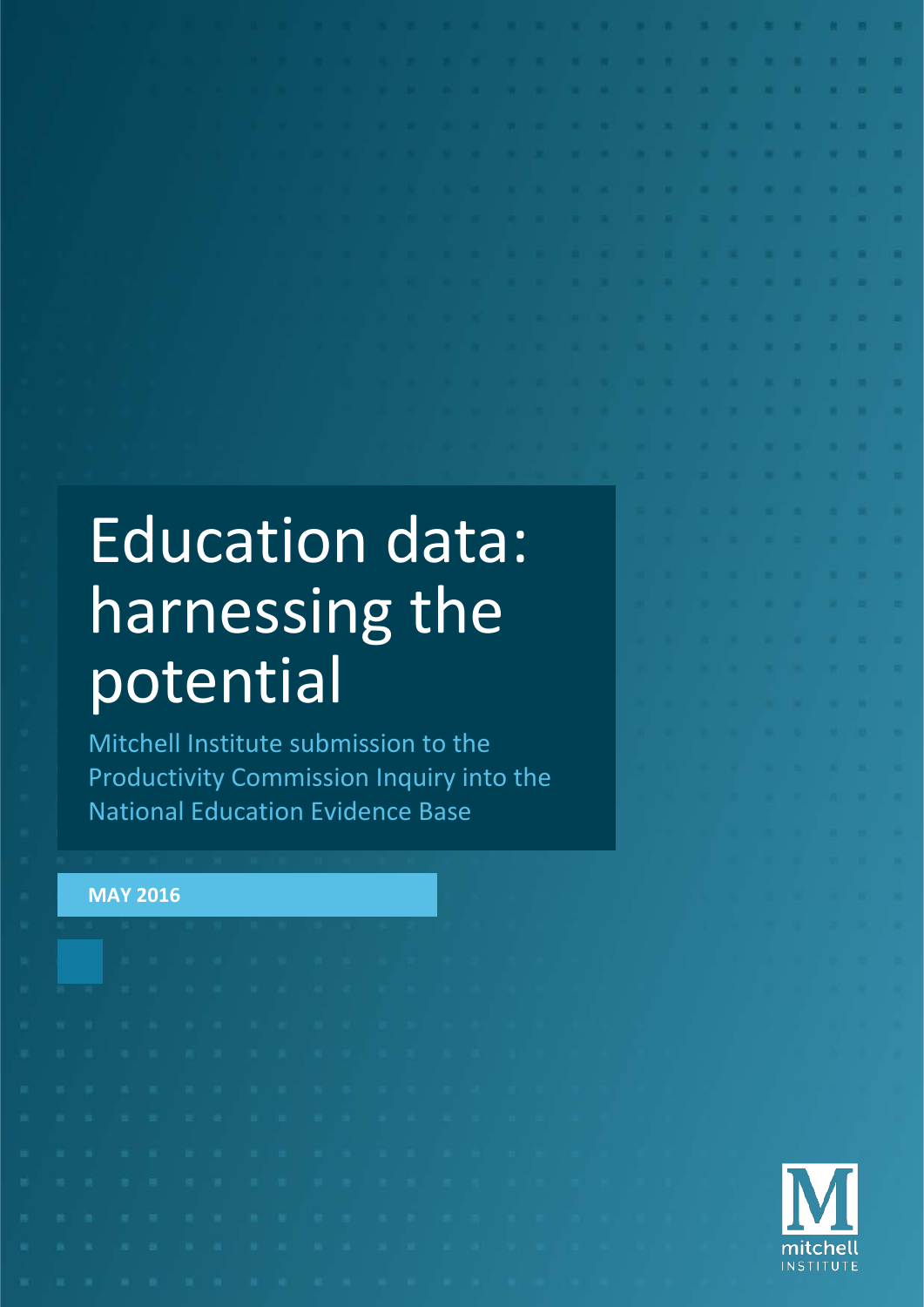# Education data: harnessing the potential

Mitchell Institute submission to the Productivity Commission Inquiry into the National Education Evidence Base

**MAY 2016**

mitchell INSTITUTE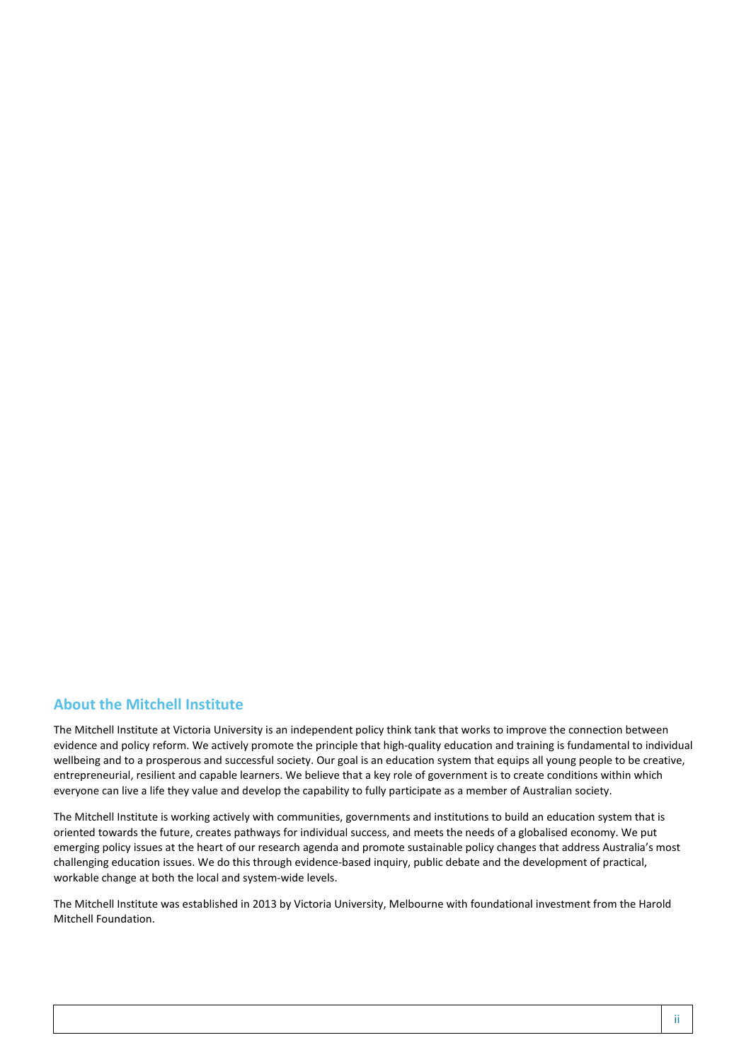## About the Mitchell Institute

The Mitchell Institute at Victoria University is an independent policy think tank that works to improve the connection between evidence and policy reform. We actively promote the principle that high-quality education and training is fundamental to individual wellbeing and to a prosperous and successful society. Our goal is an education system that equips all young people to be creative, entrepreneurial, resilient and capable learners. We believe that a key role of government is to create conditions within which everyone can live a life they value and develop the capability to fully participate as a member of Australian society.

The Mitchell Institute is working actively with communities, governments and institutions to build an education system that is oriented towards the future, creates pathways for individual success, and meets the needs of a globalised economy. We put emerging policy issues at the heart of our research agenda and promote sustainable policy changes that address Australia's most challenging education issues. We do this through evidence-based inquiry, public debate and the development of practical, workable change at both the local and system-wide levels.

The Mitchell Institute was established in 2013 by Victoria University, Melbourne with foundational investment from the Harold Mitchell Foundation.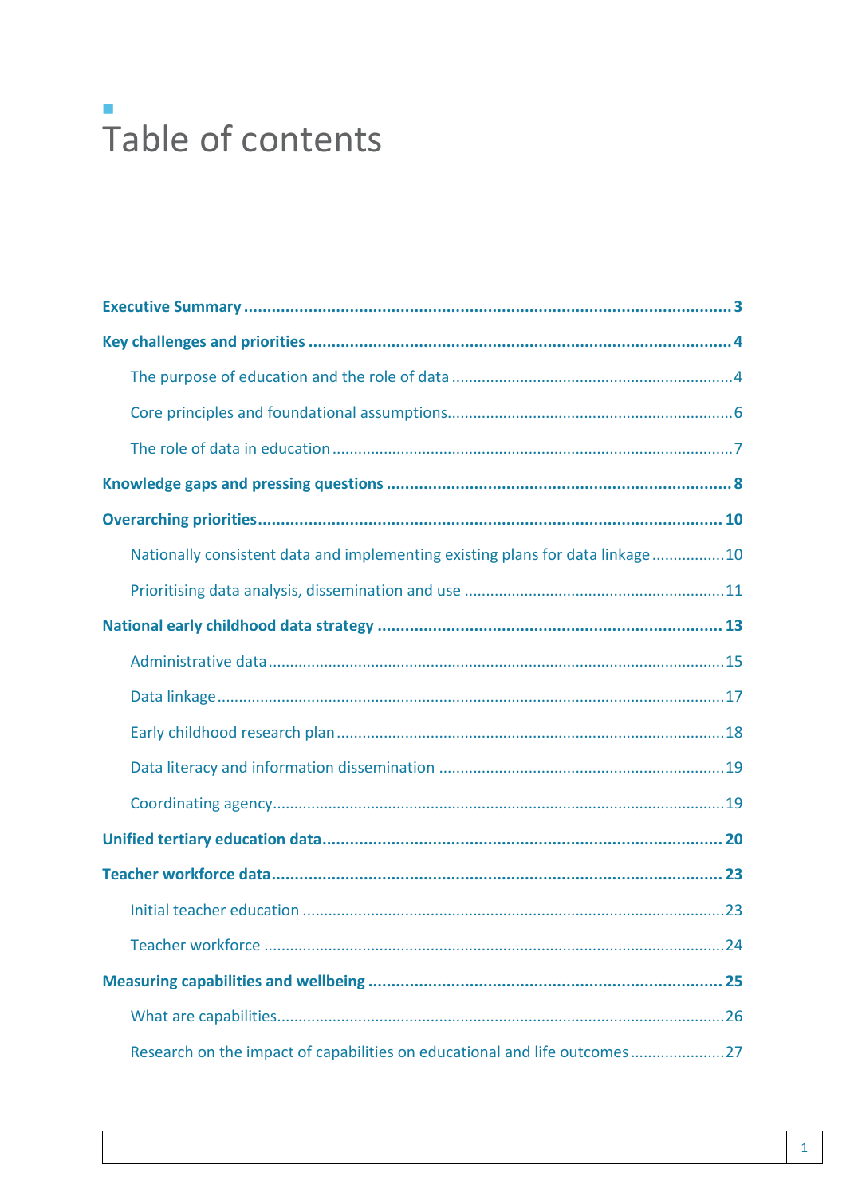# Table of contents

**Executive Summary** ........................................................................................................ 3

**Key challenges and priorities** ........................................................................................ 4

The purpose of education and the role of data ............................................................... 4

Core principles and foundational assumptions ................................................................ 6

The role of data in education ......................................................................................... 7

**Knowledge gaps and pressing questions** ........................................................................ 8

**Overarching priorities** ................................................................................................... 10

Nationally consistent data and implementing existing plans for data linkage ................ 10

Prioritising data analysis, dissemination and use .......................................................... 11

**National early childhood data strategy** ......................................................................... 13

Administrative data ........................................................................................................ 15

Data linkage .................................................................................................................... 17

Early childhood research plan ........................................................................................ 18

Data literacy and information dissemination ................................................................. 19

Coordinating agency ...................................................................................................... 19

**Unified tertiary education data** .................................................................................... 20

**Teacher workforce data** ................................................................................................ 23

Initial teacher education ................................................................................................ 23

Teacher workforce ......................................................................................................... 24

**Measuring capabilities and wellbeing** .......................................................................... 25

What are capabilities ...................................................................................................... 26

Research on the impact of capabilities on educational and life outcomes ..................... 27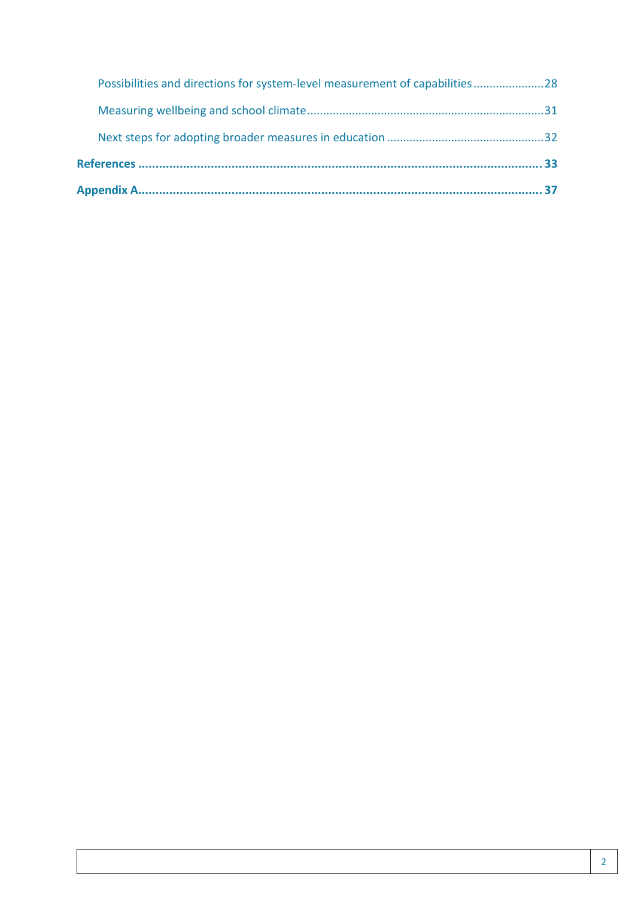Possibilities and directions for system-level measurement of capabilities ..................... 28

Measuring wellbeing and school climate ........................................................................ 31

Next steps for adopting broader measures in education ................................................ 32

**References ..................................................................................................................... 33**

**Appendix A..................................................................................................................... 37**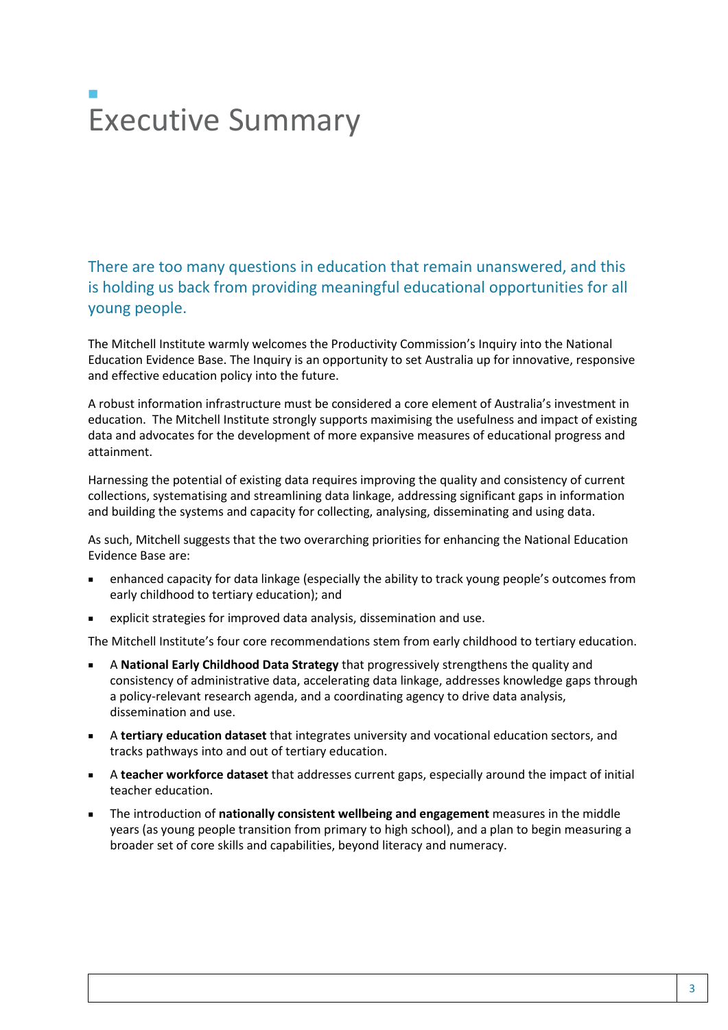# Executive Summary

There are too many questions in education that remain unanswered, and this is holding us back from providing meaningful educational opportunities for all young people.

The Mitchell Institute warmly welcomes the Productivity Commission's Inquiry into the National Education Evidence Base. The Inquiry is an opportunity to set Australia up for innovative, responsive and effective education policy into the future.

A robust information infrastructure must be considered a core element of Australia's investment in education. The Mitchell Institute strongly supports maximising the usefulness and impact of existing data and advocates for the development of more expansive measures of educational progress and attainment.

Harnessing the potential of existing data requires improving the quality and consistency of current collections, systematising and streamlining data linkage, addressing significant gaps in information and building the systems and capacity for collecting, analysing, disseminating and using data.

As such, Mitchell suggests that the two overarching priorities for enhancing the National Education Evidence Base are:

- enhanced capacity for data linkage (especially the ability to track young people's outcomes from early childhood to tertiary education); and
- explicit strategies for improved data analysis, dissemination and use.

The Mitchell Institute's four core recommendations stem from early childhood to tertiary education.

- A **National Early Childhood Data Strategy** that progressively strengthens the quality and consistency of administrative data, accelerating data linkage, addresses knowledge gaps through a policy-relevant research agenda, and a coordinating agency to drive data analysis, dissemination and use.
- A **tertiary education dataset** that integrates university and vocational education sectors, and tracks pathways into and out of tertiary education.
- A **teacher workforce dataset** that addresses current gaps, especially around the impact of initial teacher education.
- The introduction of **nationally consistent wellbeing and engagement** measures in the middle years (as young people transition from primary to high school), and a plan to begin measuring a broader set of core skills and capabilities, beyond literacy and numeracy.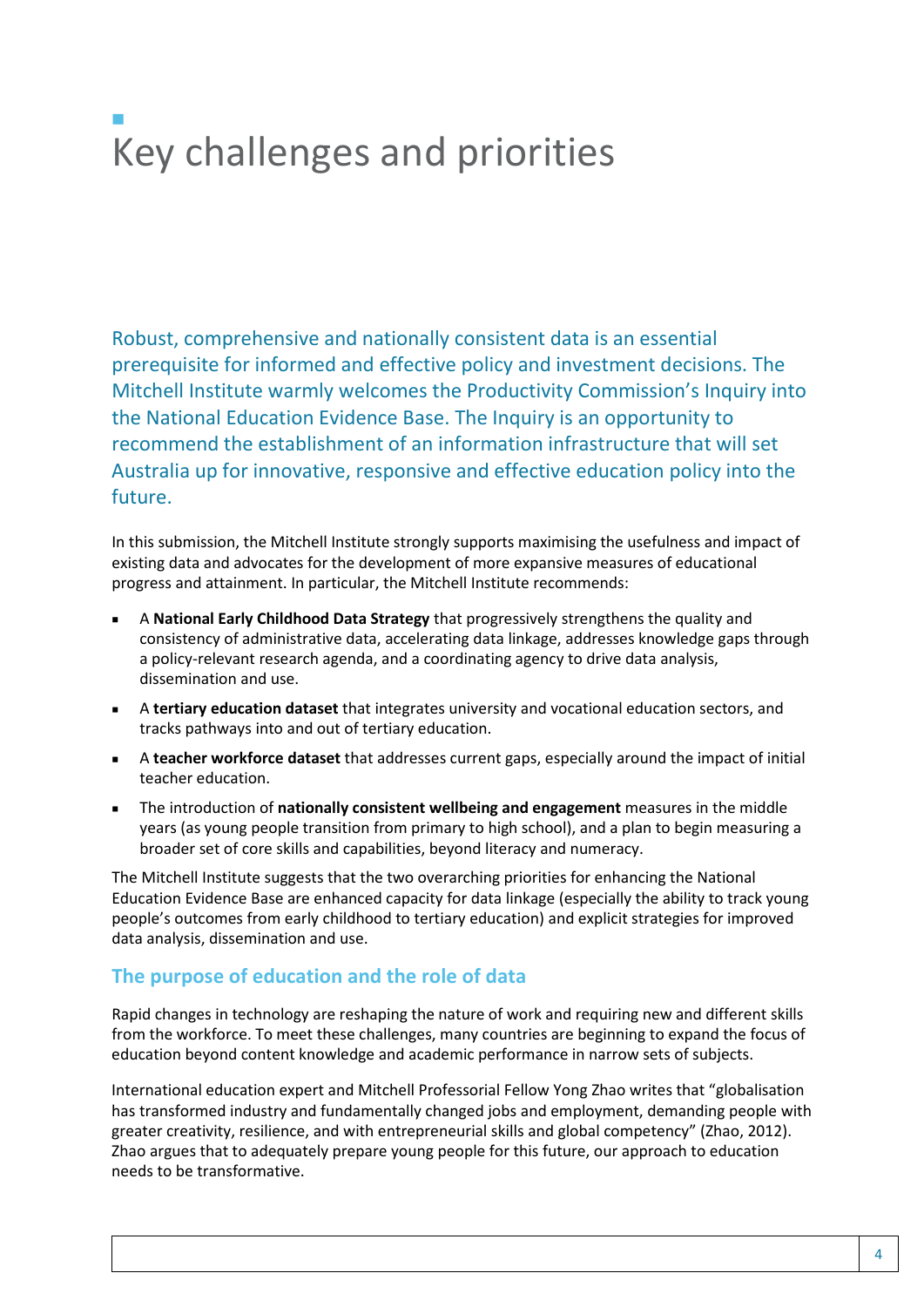# Key challenges and priorities

Robust, comprehensive and nationally consistent data is an essential prerequisite for informed and effective policy and investment decisions. The Mitchell Institute warmly welcomes the Productivity Commission's Inquiry into the National Education Evidence Base. The Inquiry is an opportunity to recommend the establishment of an information infrastructure that will set Australia up for innovative, responsive and effective education policy into the future.

In this submission, the Mitchell Institute strongly supports maximising the usefulness and impact of existing data and advocates for the development of more expansive measures of educational progress and attainment. In particular, the Mitchell Institute recommends:

- A **National Early Childhood Data Strategy** that progressively strengthens the quality and consistency of administrative data, accelerating data linkage, addresses knowledge gaps through a policy-relevant research agenda, and a coordinating agency to drive data analysis, dissemination and use.
- A **tertiary education dataset** that integrates university and vocational education sectors, and tracks pathways into and out of tertiary education.
- A **teacher workforce dataset** that addresses current gaps, especially around the impact of initial teacher education.
- The introduction of **nationally consistent wellbeing and engagement** measures in the middle years (as young people transition from primary to high school), and a plan to begin measuring a broader set of core skills and capabilities, beyond literacy and numeracy.

The Mitchell Institute suggests that the two overarching priorities for enhancing the National Education Evidence Base are enhanced capacity for data linkage (especially the ability to track young people's outcomes from early childhood to tertiary education) and explicit strategies for improved data analysis, dissemination and use.

## The purpose of education and the role of data

Rapid changes in technology are reshaping the nature of work and requiring new and different skills from the workforce. To meet these challenges, many countries are beginning to expand the focus of education beyond content knowledge and academic performance in narrow sets of subjects.

International education expert and Mitchell Professorial Fellow Yong Zhao writes that "globalisation has transformed industry and fundamentally changed jobs and employment, demanding people with greater creativity, resilience, and with entrepreneurial skills and global competency" (Zhao, 2012). Zhao argues that to adequately prepare young people for this future, our approach to education needs to be transformative.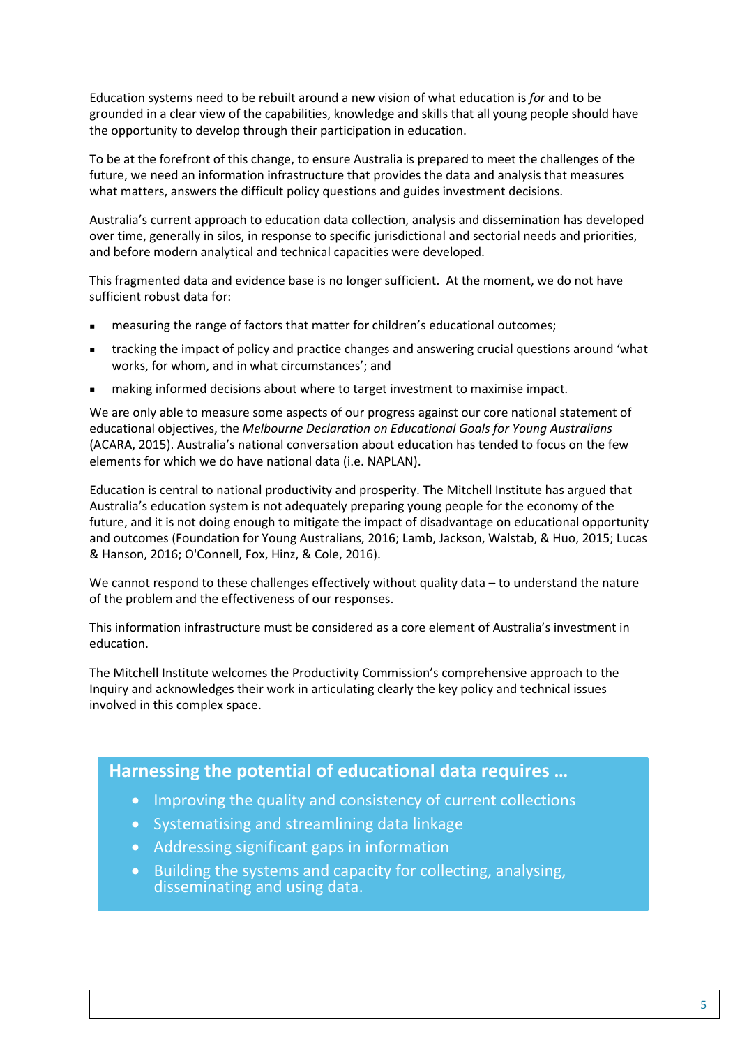Education systems need to be rebuilt around a new vision of what education is *for* and to be grounded in a clear view of the capabilities, knowledge and skills that all young people should have the opportunity to develop through their participation in education.

To be at the forefront of this change, to ensure Australia is prepared to meet the challenges of the future, we need an information infrastructure that provides the data and analysis that measures what matters, answers the difficult policy questions and guides investment decisions.

Australia's current approach to education data collection, analysis and dissemination has developed over time, generally in silos, in response to specific jurisdictional and sectorial needs and priorities, and before modern analytical and technical capacities were developed.

This fragmented data and evidence base is no longer sufficient. At the moment, we do not have sufficient robust data for:

- measuring the range of factors that matter for children's educational outcomes;
- tracking the impact of policy and practice changes and answering crucial questions around 'what works, for whom, and in what circumstances'; and
- making informed decisions about where to target investment to maximise impact.

We are only able to measure some aspects of our progress against our core national statement of educational objectives, the *Melbourne Declaration on Educational Goals for Young Australians* (ACARA, 2015). Australia's national conversation about education has tended to focus on the few elements for which we do have national data (i.e. NAPLAN).

Education is central to national productivity and prosperity. The Mitchell Institute has argued that Australia's education system is not adequately preparing young people for the economy of the future, and it is not doing enough to mitigate the impact of disadvantage on educational opportunity and outcomes (Foundation for Young Australians, 2016; Lamb, Jackson, Walstab, & Huo, 2015; Lucas & Hanson, 2016; O'Connell, Fox, Hinz, & Cole, 2016).

We cannot respond to these challenges effectively without quality data – to understand the nature of the problem and the effectiveness of our responses.

This information infrastructure must be considered as a core element of Australia's investment in education.

The Mitchell Institute welcomes the Productivity Commission's comprehensive approach to the Inquiry and acknowledges their work in articulating clearly the key policy and technical issues involved in this complex space.

### Harnessing the potential of educational data requires …

- Improving the quality and consistency of current collections
- Systematising and streamlining data linkage
- Addressing significant gaps in information
- Building the systems and capacity for collecting, analysing, disseminating and using data.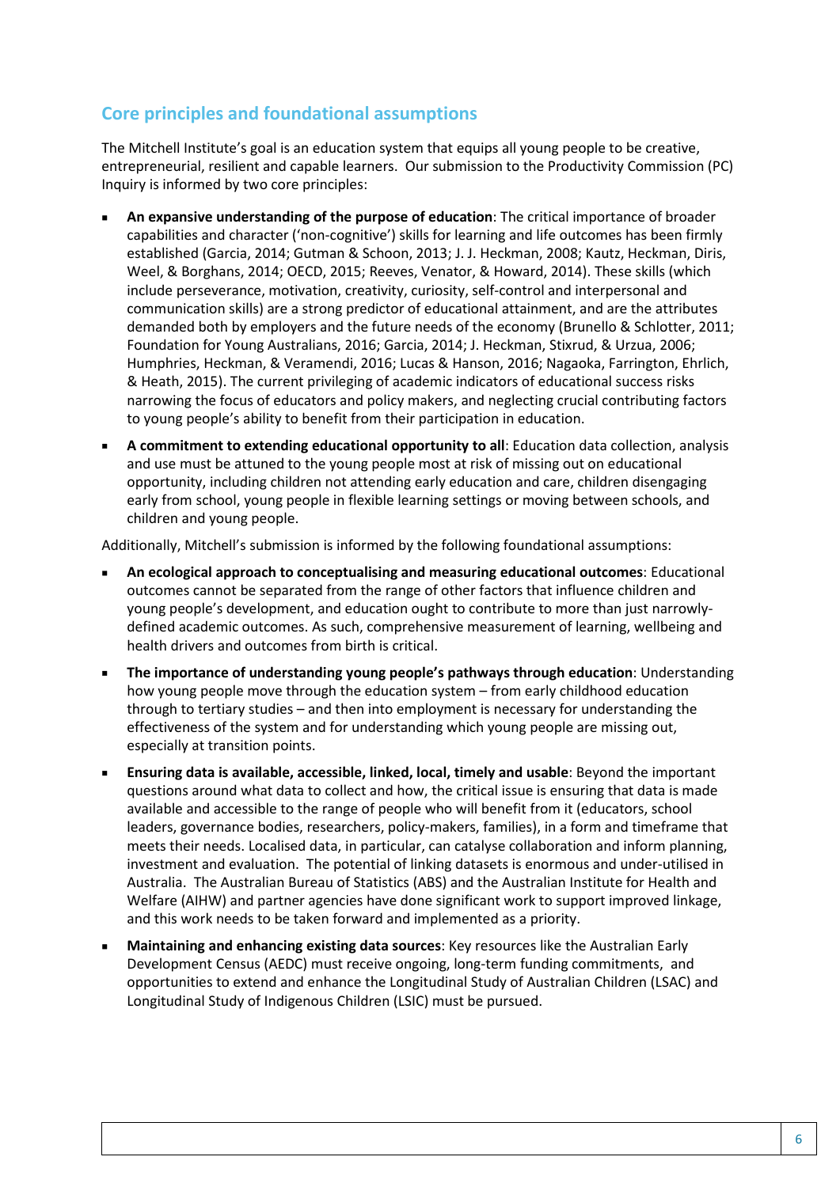## Core principles and foundational assumptions

The Mitchell Institute's goal is an education system that equips all young people to be creative, entrepreneurial, resilient and capable learners. Our submission to the Productivity Commission (PC) Inquiry is informed by two core principles:

- **An expansive understanding of the purpose of education**: The critical importance of broader capabilities and character ('non-cognitive') skills for learning and life outcomes has been firmly established (Garcia, 2014; Gutman & Schoon, 2013; J. J. Heckman, 2008; Kautz, Heckman, Diris, Weel, & Borghans, 2014; OECD, 2015; Reeves, Venator, & Howard, 2014). These skills (which include perseverance, motivation, creativity, curiosity, self-control and interpersonal and communication skills) are a strong predictor of educational attainment, and are the attributes demanded both by employers and the future needs of the economy (Brunello & Schlotter, 2011; Foundation for Young Australians, 2016; Garcia, 2014; J. Heckman, Stixrud, & Urzua, 2006; Humphries, Heckman, & Veramendi, 2016; Lucas & Hanson, 2016; Nagaoka, Farrington, Ehrlich, & Heath, 2015). The current privileging of academic indicators of educational success risks narrowing the focus of educators and policy makers, and neglecting crucial contributing factors to young people's ability to benefit from their participation in education.
- **A commitment to extending educational opportunity to all**: Education data collection, analysis and use must be attuned to the young people most at risk of missing out on educational opportunity, including children not attending early education and care, children disengaging early from school, young people in flexible learning settings or moving between schools, and children and young people.

Additionally, Mitchell's submission is informed by the following foundational assumptions:

- **An ecological approach to conceptualising and measuring educational outcomes**: Educational outcomes cannot be separated from the range of other factors that influence children and young people's development, and education ought to contribute to more than just narrowly-defined academic outcomes. As such, comprehensive measurement of learning, wellbeing and health drivers and outcomes from birth is critical.
- **The importance of understanding young people's pathways through education**: Understanding how young people move through the education system – from early childhood education through to tertiary studies – and then into employment is necessary for understanding the effectiveness of the system and for understanding which young people are missing out, especially at transition points.
- **Ensuring data is available, accessible, linked, local, timely and usable**: Beyond the important questions around what data to collect and how, the critical issue is ensuring that data is made available and accessible to the range of people who will benefit from it (educators, school leaders, governance bodies, researchers, policy-makers, families), in a form and timeframe that meets their needs. Localised data, in particular, can catalyse collaboration and inform planning, investment and evaluation. The potential of linking datasets is enormous and under-utilised in Australia. The Australian Bureau of Statistics (ABS) and the Australian Institute for Health and Welfare (AIHW) and partner agencies have done significant work to support improved linkage, and this work needs to be taken forward and implemented as a priority.
- **Maintaining and enhancing existing data sources**: Key resources like the Australian Early Development Census (AEDC) must receive ongoing, long-term funding commitments, and opportunities to extend and enhance the Longitudinal Study of Australian Children (LSAC) and Longitudinal Study of Indigenous Children (LSIC) must be pursued.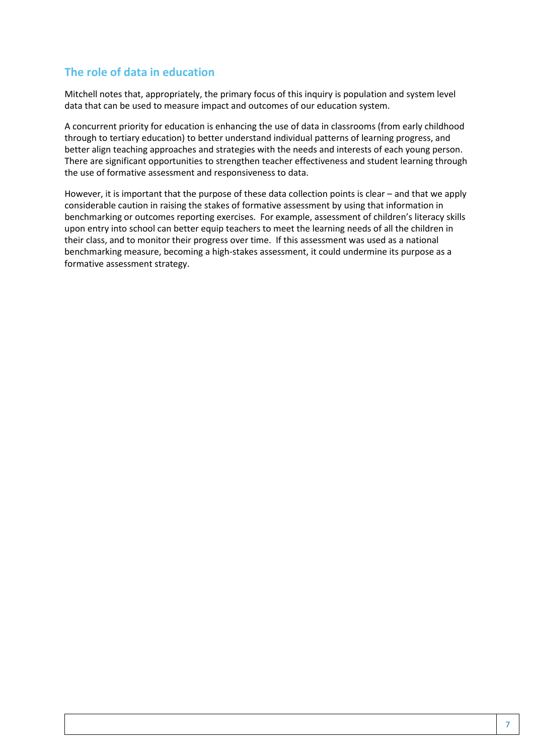## The role of data in education

Mitchell notes that, appropriately, the primary focus of this inquiry is population and system level data that can be used to measure impact and outcomes of our education system.

A concurrent priority for education is enhancing the use of data in classrooms (from early childhood through to tertiary education) to better understand individual patterns of learning progress, and better align teaching approaches and strategies with the needs and interests of each young person. There are significant opportunities to strengthen teacher effectiveness and student learning through the use of formative assessment and responsiveness to data.

However, it is important that the purpose of these data collection points is clear – and that we apply considerable caution in raising the stakes of formative assessment by using that information in benchmarking or outcomes reporting exercises. For example, assessment of children's literacy skills upon entry into school can better equip teachers to meet the learning needs of all the children in their class, and to monitor their progress over time. If this assessment was used as a national benchmarking measure, becoming a high-stakes assessment, it could undermine its purpose as a formative assessment strategy.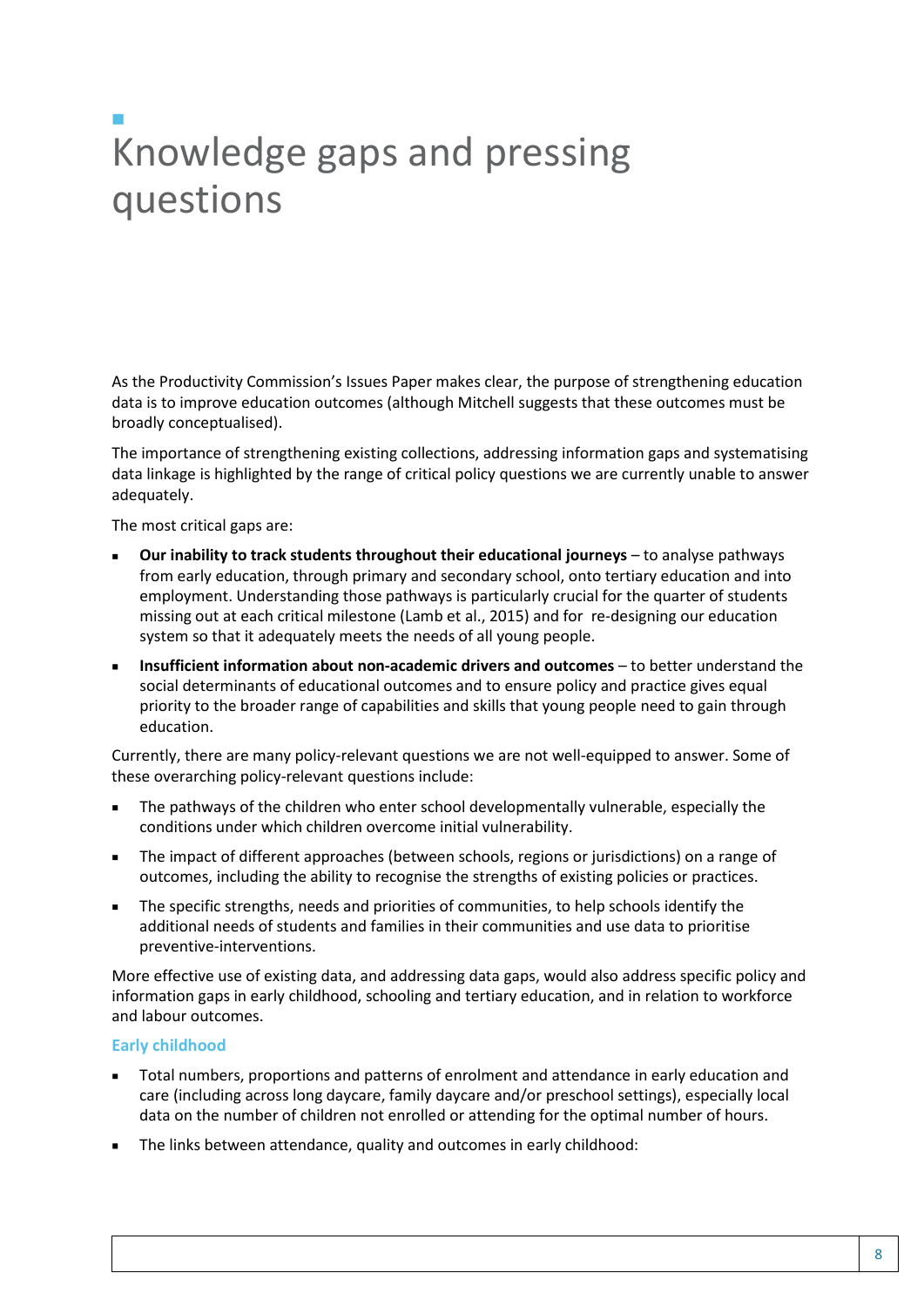# Knowledge gaps and pressing questions

As the Productivity Commission's Issues Paper makes clear, the purpose of strengthening education data is to improve education outcomes (although Mitchell suggests that these outcomes must be broadly conceptualised).

The importance of strengthening existing collections, addressing information gaps and systematising data linkage is highlighted by the range of critical policy questions we are currently unable to answer adequately.

The most critical gaps are:

- **Our inability to track students throughout their educational journeys** – to analyse pathways from early education, through primary and secondary school, onto tertiary education and into employment. Understanding those pathways is particularly crucial for the quarter of students missing out at each critical milestone (Lamb et al., 2015) and for re-designing our education system so that it adequately meets the needs of all young people.
- **Insufficient information about non-academic drivers and outcomes** – to better understand the social determinants of educational outcomes and to ensure policy and practice gives equal priority to the broader range of capabilities and skills that young people need to gain through education.

Currently, there are many policy-relevant questions we are not well-equipped to answer. Some of these overarching policy-relevant questions include:

- The pathways of the children who enter school developmentally vulnerable, especially the conditions under which children overcome initial vulnerability.
- The impact of different approaches (between schools, regions or jurisdictions) on a range of outcomes, including the ability to recognise the strengths of existing policies or practices.
- The specific strengths, needs and priorities of communities, to help schools identify the additional needs of students and families in their communities and use data to prioritise preventive-interventions.

More effective use of existing data, and addressing data gaps, would also address specific policy and information gaps in early childhood, schooling and tertiary education, and in relation to workforce and labour outcomes.

### Early childhood

- Total numbers, proportions and patterns of enrolment and attendance in early education and care (including across long daycare, family daycare and/or preschool settings), especially local data on the number of children not enrolled or attending for the optimal number of hours.
- The links between attendance, quality and outcomes in early childhood: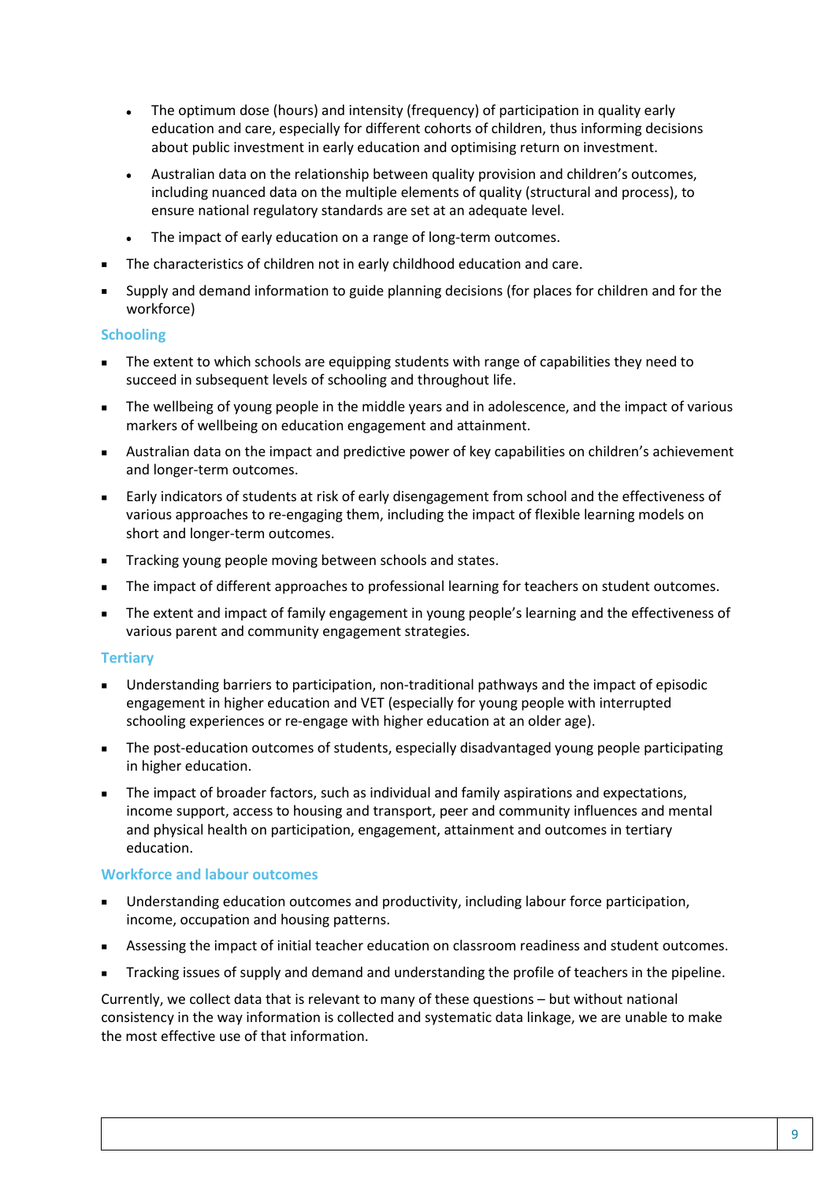- The optimum dose (hours) and intensity (frequency) of participation in quality early education and care, especially for different cohorts of children, thus informing decisions about public investment in early education and optimising return on investment.
  - Australian data on the relationship between quality provision and children's outcomes, including nuanced data on the multiple elements of quality (structural and process), to ensure national regulatory standards are set at an adequate level.
  - The impact of early education on a range of long-term outcomes.
- The characteristics of children not in early childhood education and care.
- Supply and demand information to guide planning decisions (for places for children and for the workforce)

### Schooling

- The extent to which schools are equipping students with range of capabilities they need to succeed in subsequent levels of schooling and throughout life.
- The wellbeing of young people in the middle years and in adolescence, and the impact of various markers of wellbeing on education engagement and attainment.
- Australian data on the impact and predictive power of key capabilities on children's achievement and longer-term outcomes.
- Early indicators of students at risk of early disengagement from school and the effectiveness of various approaches to re-engaging them, including the impact of flexible learning models on short and longer-term outcomes.
- Tracking young people moving between schools and states.
- The impact of different approaches to professional learning for teachers on student outcomes.
- The extent and impact of family engagement in young people's learning and the effectiveness of various parent and community engagement strategies.

### Tertiary

- Understanding barriers to participation, non-traditional pathways and the impact of episodic engagement in higher education and VET (especially for young people with interrupted schooling experiences or re-engage with higher education at an older age).
- The post-education outcomes of students, especially disadvantaged young people participating in higher education.
- The impact of broader factors, such as individual and family aspirations and expectations, income support, access to housing and transport, peer and community influences and mental and physical health on participation, engagement, attainment and outcomes in tertiary education.

### Workforce and labour outcomes

- Understanding education outcomes and productivity, including labour force participation, income, occupation and housing patterns.
- Assessing the impact of initial teacher education on classroom readiness and student outcomes.
- Tracking issues of supply and demand and understanding the profile of teachers in the pipeline.

Currently, we collect data that is relevant to many of these questions – but without national consistency in the way information is collected and systematic data linkage, we are unable to make the most effective use of that information.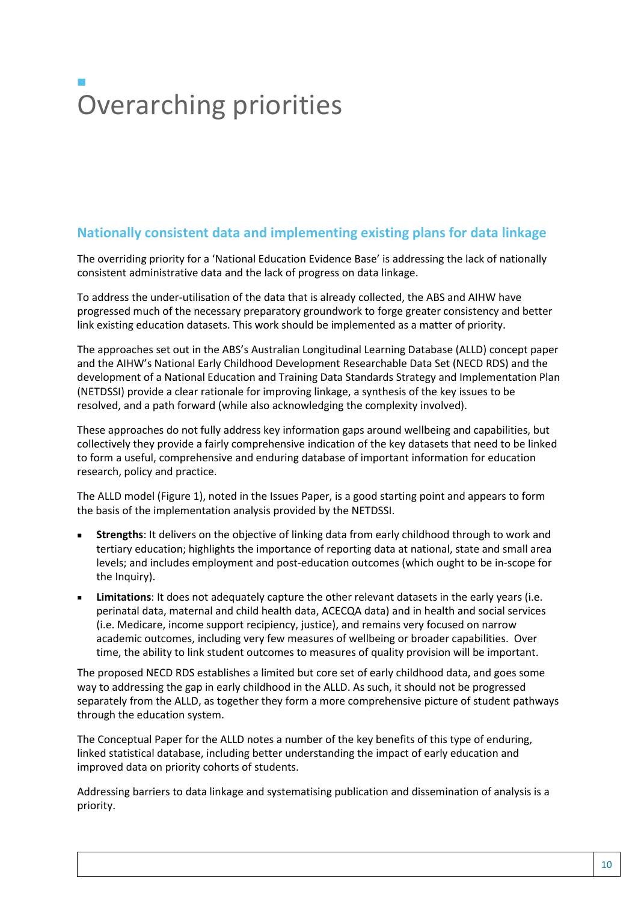# Overarching priorities

## Nationally consistent data and implementing existing plans for data linkage

The overriding priority for a 'National Education Evidence Base' is addressing the lack of nationally consistent administrative data and the lack of progress on data linkage.

To address the under-utilisation of the data that is already collected, the ABS and AIHW have progressed much of the necessary preparatory groundwork to forge greater consistency and better link existing education datasets. This work should be implemented as a matter of priority.

The approaches set out in the ABS's Australian Longitudinal Learning Database (ALLD) concept paper and the AIHW's National Early Childhood Development Researchable Data Set (NECD RDS) and the development of a National Education and Training Data Standards Strategy and Implementation Plan (NETDSSI) provide a clear rationale for improving linkage, a synthesis of the key issues to be resolved, and a path forward (while also acknowledging the complexity involved).

These approaches do not fully address key information gaps around wellbeing and capabilities, but collectively they provide a fairly comprehensive indication of the key datasets that need to be linked to form a useful, comprehensive and enduring database of important information for education research, policy and practice.

The ALLD model (Figure 1), noted in the Issues Paper, is a good starting point and appears to form the basis of the implementation analysis provided by the NETDSSI.

- **Strengths**: It delivers on the objective of linking data from early childhood through to work and tertiary education; highlights the importance of reporting data at national, state and small area levels; and includes employment and post-education outcomes (which ought to be in-scope for the Inquiry).
- **Limitations**: It does not adequately capture the other relevant datasets in the early years (i.e. perinatal data, maternal and child health data, ACECQA data) and in health and social services (i.e. Medicare, income support recipiency, justice), and remains very focused on narrow academic outcomes, including very few measures of wellbeing or broader capabilities. Over time, the ability to link student outcomes to measures of quality provision will be important.

The proposed NECD RDS establishes a limited but core set of early childhood data, and goes some way to addressing the gap in early childhood in the ALLD. As such, it should not be progressed separately from the ALLD, as together they form a more comprehensive picture of student pathways through the education system.

The Conceptual Paper for the ALLD notes a number of the key benefits of this type of enduring, linked statistical database, including better understanding the impact of early education and improved data on priority cohorts of students.

Addressing barriers to data linkage and systematising publication and dissemination of analysis is a priority.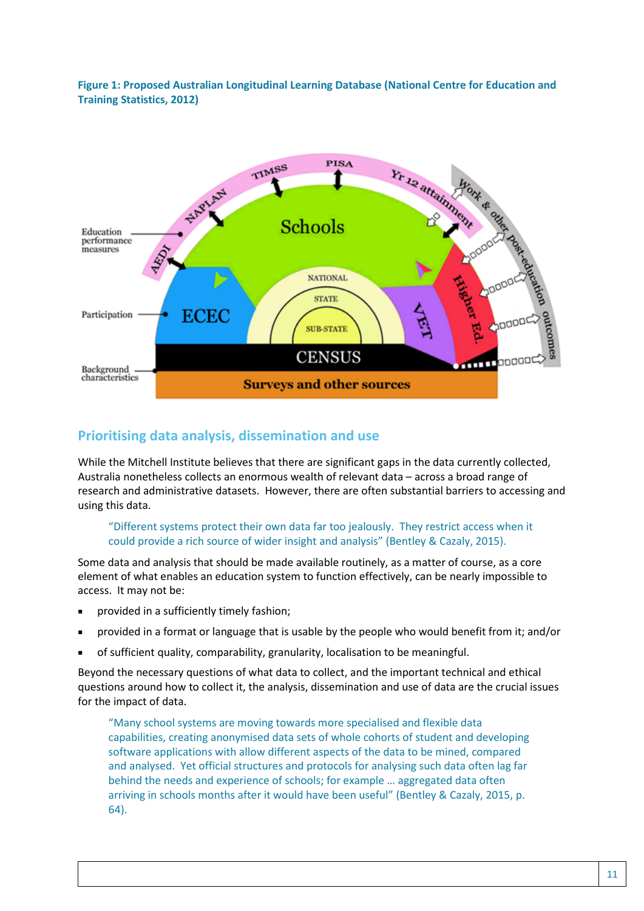**Figure 1: Proposed Australian Longitudinal Learning Database (National Centre for Education and Training Statistics, 2012)**

## Prioritising data analysis, dissemination and use

While the Mitchell Institute believes that there are significant gaps in the data currently collected, Australia nonetheless collects an enormous wealth of relevant data – across a broad range of research and administrative datasets. However, there are often substantial barriers to accessing and using this data.

> "Different systems protect their own data far too jealously. They restrict access when it could provide a rich source of wider insight and analysis" (Bentley & Cazaly, 2015).

Some data and analysis that should be made available routinely, as a matter of course, as a core element of what enables an education system to function effectively, can be nearly impossible to access. It may not be:

- provided in a sufficiently timely fashion;
- provided in a format or language that is usable by the people who would benefit from it; and/or
- of sufficient quality, comparability, granularity, localisation to be meaningful.

Beyond the necessary questions of what data to collect, and the important technical and ethical questions around how to collect it, the analysis, dissemination and use of data are the crucial issues for the impact of data.

> "Many school systems are moving towards more specialised and flexible data capabilities, creating anonymised data sets of whole cohorts of student and developing software applications with allow different aspects of the data to be mined, compared and analysed. Yet official structures and protocols for analysing such data often lag far behind the needs and experience of schools; for example … aggregated data often arriving in schools months after it would have been useful" (Bentley & Cazaly, 2015, p. 64).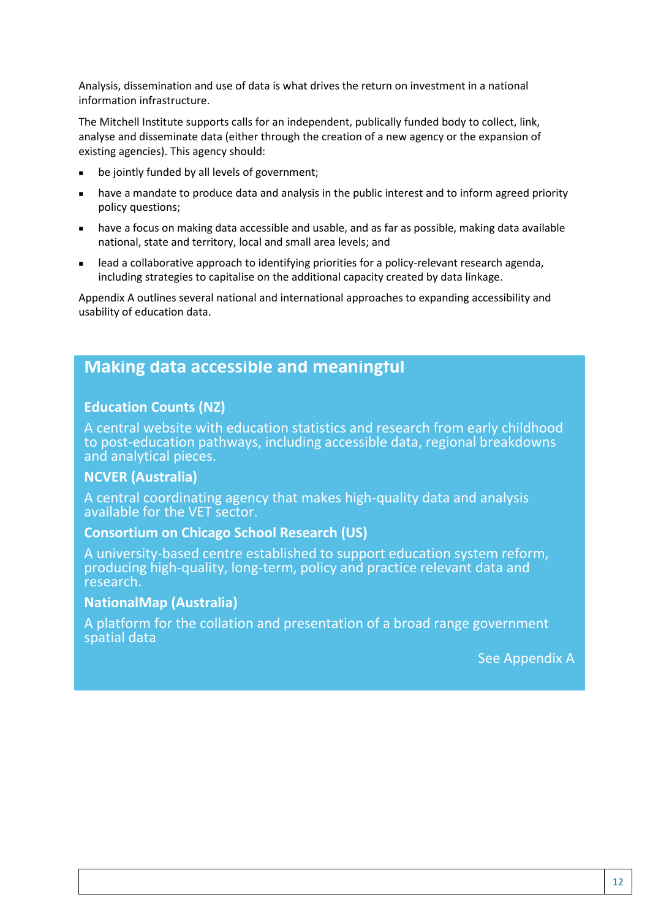Analysis, dissemination and use of data is what drives the return on investment in a national information infrastructure.

The Mitchell Institute supports calls for an independent, publically funded body to collect, link, analyse and disseminate data (either through the creation of a new agency or the expansion of existing agencies). This agency should:

- be jointly funded by all levels of government;
- have a mandate to produce data and analysis in the public interest and to inform agreed priority policy questions;
- have a focus on making data accessible and usable, and as far as possible, making data available national, state and territory, local and small area levels; and
- lead a collaborative approach to identifying priorities for a policy-relevant research agenda, including strategies to capitalise on the additional capacity created by data linkage.

Appendix A outlines several national and international approaches to expanding accessibility and usability of education data.

## Making data accessible and meaningful

**Education Counts (NZ)**

A central website with education statistics and research from early childhood to post-education pathways, including accessible data, regional breakdowns and analytical pieces.

**NCVER (Australia)**

A central coordinating agency that makes high-quality data and analysis available for the VET sector.

**Consortium on Chicago School Research (US)**

A university-based centre established to support education system reform, producing high-quality, long-term, policy and practice relevant data and research.

**NationalMap (Australia)**

A platform for the collation and presentation of a broad range government spatial data

See Appendix A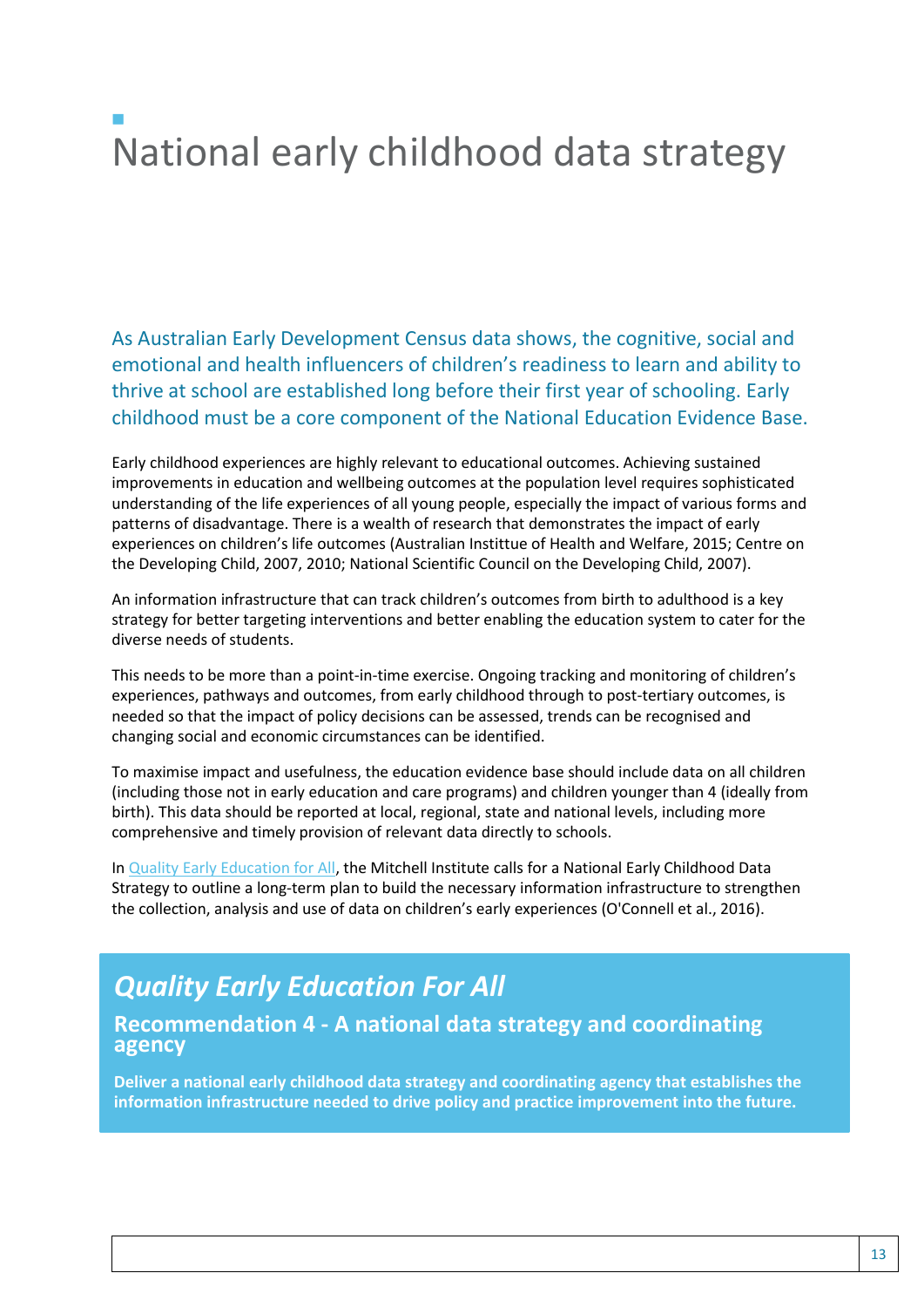# National early childhood data strategy

As Australian Early Development Census data shows, the cognitive, social and emotional and health influencers of children's readiness to learn and ability to thrive at school are established long before their first year of schooling. Early childhood must be a core component of the National Education Evidence Base.

Early childhood experiences are highly relevant to educational outcomes. Achieving sustained improvements in education and wellbeing outcomes at the population level requires sophisticated understanding of the life experiences of all young people, especially the impact of various forms and patterns of disadvantage. There is a wealth of research that demonstrates the impact of early experiences on children's life outcomes (Australian Instittue of Health and Welfare, 2015; Centre on the Developing Child, 2007, 2010; National Scientific Council on the Developing Child, 2007).

An information infrastructure that can track children's outcomes from birth to adulthood is a key strategy for better targeting interventions and better enabling the education system to cater for the diverse needs of students.

This needs to be more than a point-in-time exercise. Ongoing tracking and monitoring of children's experiences, pathways and outcomes, from early childhood through to post-tertiary outcomes, is needed so that the impact of policy decisions can be assessed, trends can be recognised and changing social and economic circumstances can be identified.

To maximise impact and usefulness, the education evidence base should include data on all children (including those not in early education and care programs) and children younger than 4 (ideally from birth). This data should be reported at local, regional, state and national levels, including more comprehensive and timely provision of relevant data directly to schools.

In Quality Early Education for All, the Mitchell Institute calls for a National Early Childhood Data Strategy to outline a long-term plan to build the necessary information infrastructure to strengthen the collection, analysis and use of data on children's early experiences (O'Connell et al., 2016).

## *Quality Early Education For All*

### Recommendation 4 - A national data strategy and coordinating agency

**Deliver a national early childhood data strategy and coordinating agency that establishes the information infrastructure needed to drive policy and practice improvement into the future.**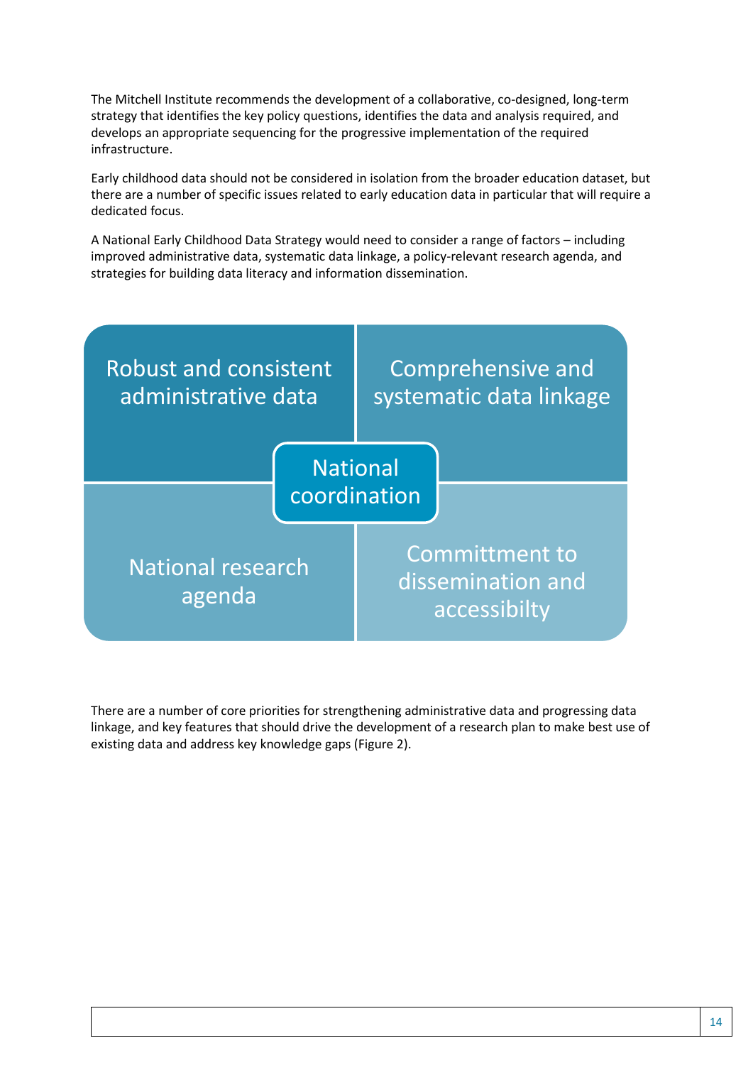The Mitchell Institute recommends the development of a collaborative, co-designed, long-term strategy that identifies the key policy questions, identifies the data and analysis required, and develops an appropriate sequencing for the progressive implementation of the required infrastructure.

Early childhood data should not be considered in isolation from the broader education dataset, but there are a number of specific issues related to early education data in particular that will require a dedicated focus.

A National Early Childhood Data Strategy would need to consider a range of factors – including improved administrative data, systematic data linkage, a policy-relevant research agenda, and strategies for building data literacy and information dissemination.

| Robust and consistent administrative data | Comprehensive and systematic data linkage |
|---|---|
| National research agenda | Committment to dissemination and accessibilty |

National coordination

There are a number of core priorities for strengthening administrative data and progressing data linkage, and key features that should drive the development of a research plan to make best use of existing data and address key knowledge gaps (Figure 2).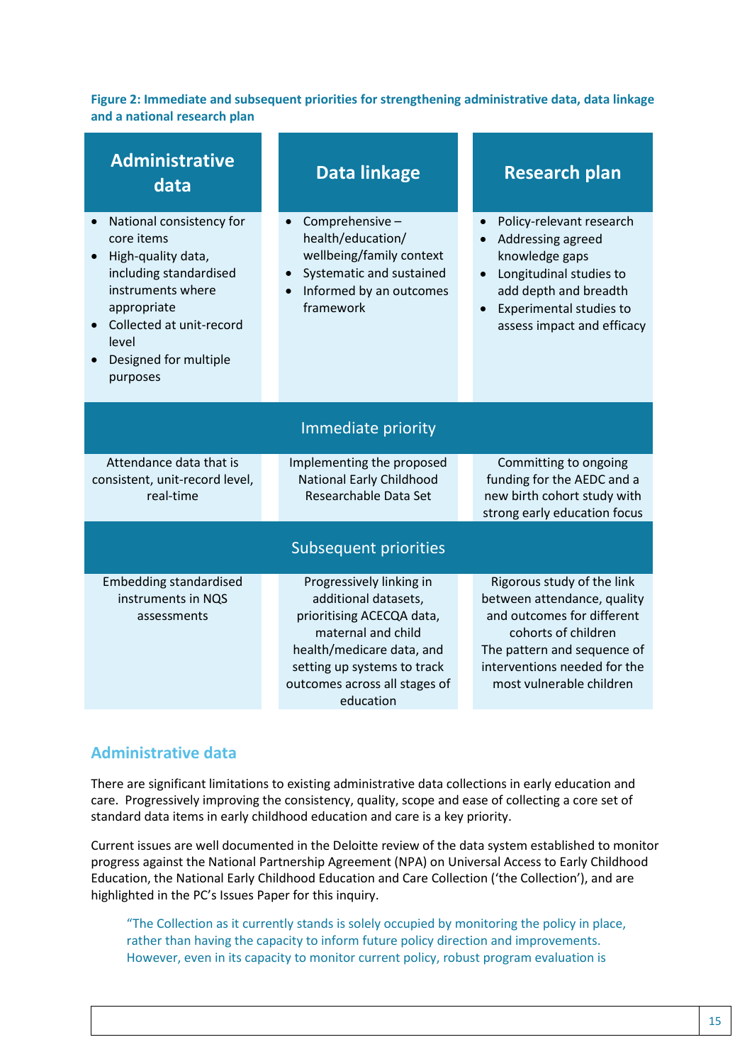**Figure 2: Immediate and subsequent priorities for strengthening administrative data, data linkage and a national research plan**

| Administrative data | Data linkage | Research plan |
| --- | --- | --- |
| • National consistency for core items<br>• High-quality data, including standardised instruments where appropriate<br>• Collected at unit-record level<br>• Designed for multiple purposes | • Comprehensive – health/education/ wellbeing/family context<br>• Systematic and sustained<br>• Informed by an outcomes framework | • Policy-relevant research<br>• Addressing agreed knowledge gaps<br>• Longitudinal studies to add depth and breadth<br>• Experimental studies to assess impact and efficacy |
| **Immediate priority** | | |
| Attendance data that is consistent, unit-record level, real-time | Implementing the proposed National Early Childhood Researchable Data Set | Committing to ongoing funding for the AEDC and a new birth cohort study with strong early education focus |
| **Subsequent priorities** | | |
| Embedding standardised instruments in NQS assessments | Progressively linking in additional datasets, prioritising ACECQA data, maternal and child health/medicare data, and setting up systems to track outcomes across all stages of education | Rigorous study of the link between attendance, quality and outcomes for different cohorts of children<br>The pattern and sequence of interventions needed for the most vulnerable children |

## Administrative data

There are significant limitations to existing administrative data collections in early education and care. Progressively improving the consistency, quality, scope and ease of collecting a core set of standard data items in early childhood education and care is a key priority.

Current issues are well documented in the Deloitte review of the data system established to monitor progress against the National Partnership Agreement (NPA) on Universal Access to Early Childhood Education, the National Early Childhood Education and Care Collection ('the Collection'), and are highlighted in the PC's Issues Paper for this inquiry.

> "The Collection as it currently stands is solely occupied by monitoring the policy in place, rather than having the capacity to inform future policy direction and improvements. However, even in its capacity to monitor current policy, robust program evaluation is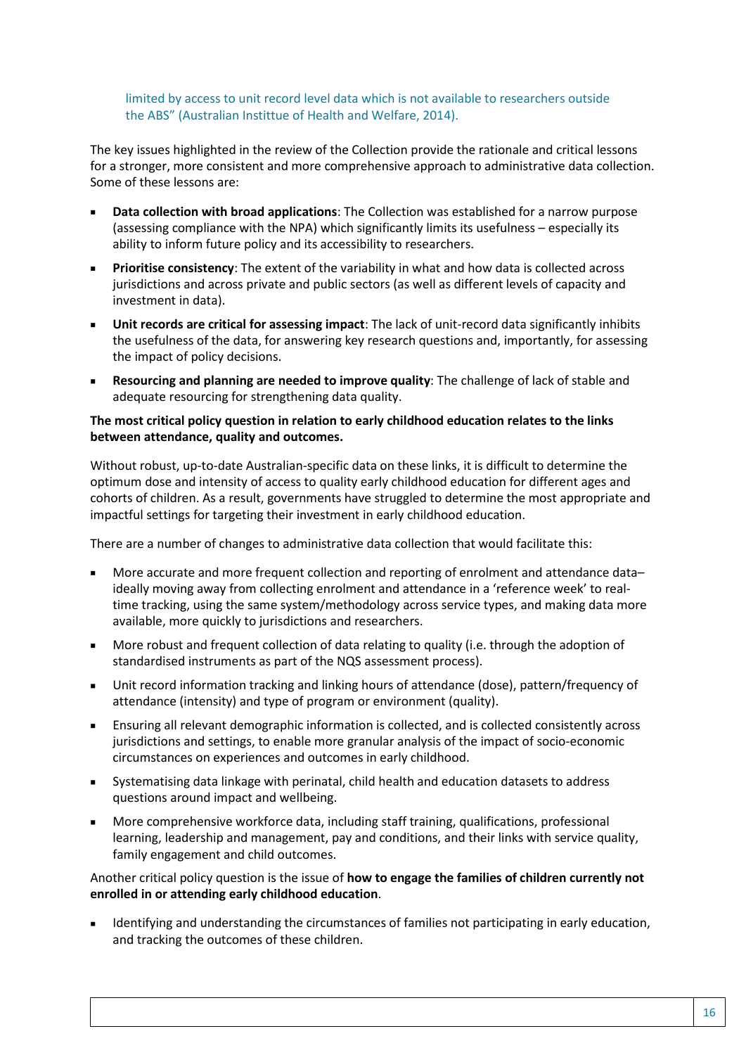limited by access to unit record level data which is not available to researchers outside the ABS" (Australian Instittue of Health and Welfare, 2014).

The key issues highlighted in the review of the Collection provide the rationale and critical lessons for a stronger, more consistent and more comprehensive approach to administrative data collection. Some of these lessons are:

- **Data collection with broad applications**: The Collection was established for a narrow purpose (assessing compliance with the NPA) which significantly limits its usefulness – especially its ability to inform future policy and its accessibility to researchers.
- **Prioritise consistency**: The extent of the variability in what and how data is collected across jurisdictions and across private and public sectors (as well as different levels of capacity and investment in data).
- **Unit records are critical for assessing impact**: The lack of unit-record data significantly inhibits the usefulness of the data, for answering key research questions and, importantly, for assessing the impact of policy decisions.
- **Resourcing and planning are needed to improve quality**: The challenge of lack of stable and adequate resourcing for strengthening data quality.

**The most critical policy question in relation to early childhood education relates to the links between attendance, quality and outcomes.**

Without robust, up-to-date Australian-specific data on these links, it is difficult to determine the optimum dose and intensity of access to quality early childhood education for different ages and cohorts of children. As a result, governments have struggled to determine the most appropriate and impactful settings for targeting their investment in early childhood education.

There are a number of changes to administrative data collection that would facilitate this:

- More accurate and more frequent collection and reporting of enrolment and attendance data– ideally moving away from collecting enrolment and attendance in a 'reference week' to real-time tracking, using the same system/methodology across service types, and making data more available, more quickly to jurisdictions and researchers.
- More robust and frequent collection of data relating to quality (i.e. through the adoption of standardised instruments as part of the NQS assessment process).
- Unit record information tracking and linking hours of attendance (dose), pattern/frequency of attendance (intensity) and type of program or environment (quality).
- Ensuring all relevant demographic information is collected, and is collected consistently across jurisdictions and settings, to enable more granular analysis of the impact of socio-economic circumstances on experiences and outcomes in early childhood.
- Systematising data linkage with perinatal, child health and education datasets to address questions around impact and wellbeing.
- More comprehensive workforce data, including staff training, qualifications, professional learning, leadership and management, pay and conditions, and their links with service quality, family engagement and child outcomes.

Another critical policy question is the issue of **how to engage the families of children currently not enrolled in or attending early childhood education**.

- Identifying and understanding the circumstances of families not participating in early education, and tracking the outcomes of these children.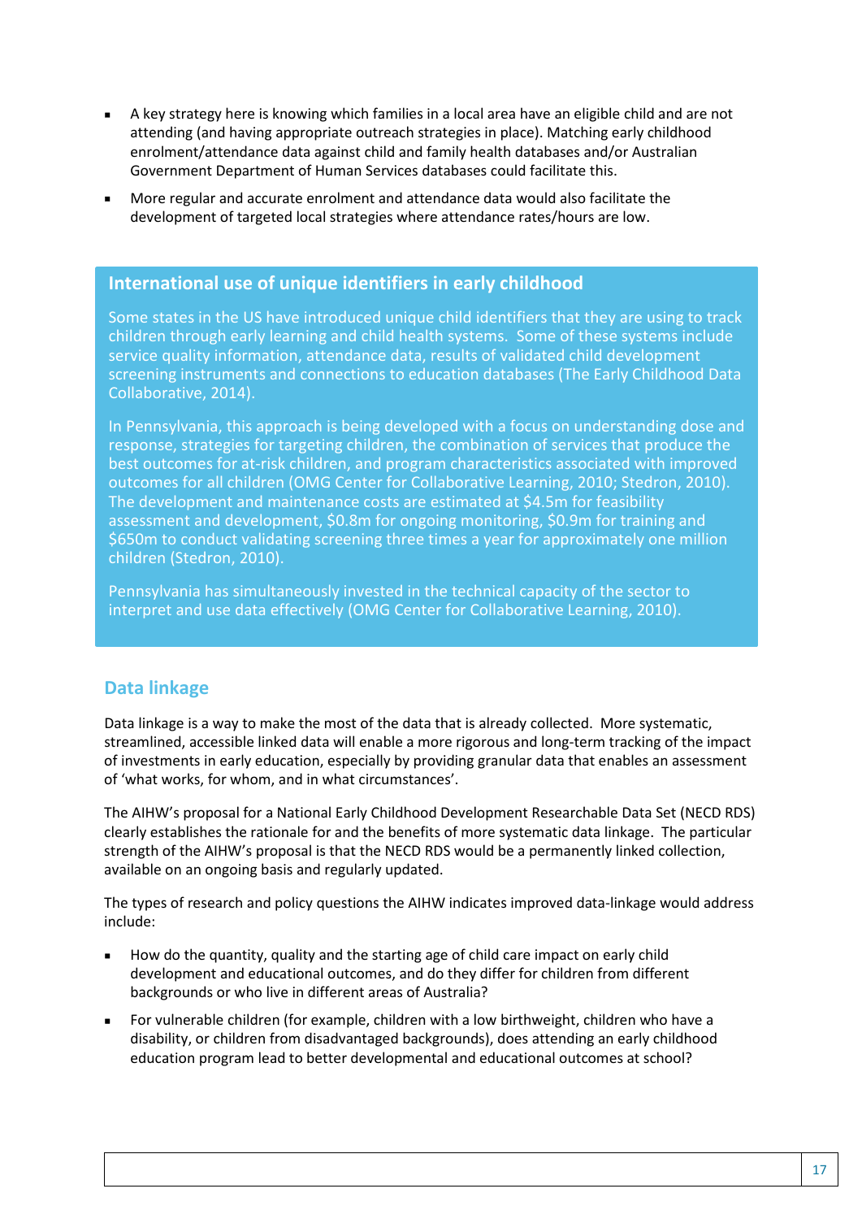- A key strategy here is knowing which families in a local area have an eligible child and are not attending (and having appropriate outreach strategies in place). Matching early childhood enrolment/attendance data against child and family health databases and/or Australian Government Department of Human Services databases could facilitate this.
- More regular and accurate enrolment and attendance data would also facilitate the development of targeted local strategies where attendance rates/hours are low.

### International use of unique identifiers in early childhood

Some states in the US have introduced unique child identifiers that they are using to track children through early learning and child health systems. Some of these systems include service quality information, attendance data, results of validated child development screening instruments and connections to education databases (The Early Childhood Data Collaborative, 2014).

In Pennsylvania, this approach is being developed with a focus on understanding dose and response, strategies for targeting children, the combination of services that produce the best outcomes for at-risk children, and program characteristics associated with improved outcomes for all children (OMG Center for Collaborative Learning, 2010; Stedron, 2010). The development and maintenance costs are estimated at $4.5m for feasibility assessment and development, $0.8m for ongoing monitoring, $0.9m for training and $650m to conduct validating screening three times a year for approximately one million children (Stedron, 2010).

Pennsylvania has simultaneously invested in the technical capacity of the sector to interpret and use data effectively (OMG Center for Collaborative Learning, 2010).

## Data linkage

Data linkage is a way to make the most of the data that is already collected. More systematic, streamlined, accessible linked data will enable a more rigorous and long-term tracking of the impact of investments in early education, especially by providing granular data that enables an assessment of 'what works, for whom, and in what circumstances'.

The AIHW's proposal for a National Early Childhood Development Researchable Data Set (NECD RDS) clearly establishes the rationale for and the benefits of more systematic data linkage. The particular strength of the AIHW's proposal is that the NECD RDS would be a permanently linked collection, available on an ongoing basis and regularly updated.

The types of research and policy questions the AIHW indicates improved data-linkage would address include:

- How do the quantity, quality and the starting age of child care impact on early child development and educational outcomes, and do they differ for children from different backgrounds or who live in different areas of Australia?
- For vulnerable children (for example, children with a low birthweight, children who have a disability, or children from disadvantaged backgrounds), does attending an early childhood education program lead to better developmental and educational outcomes at school?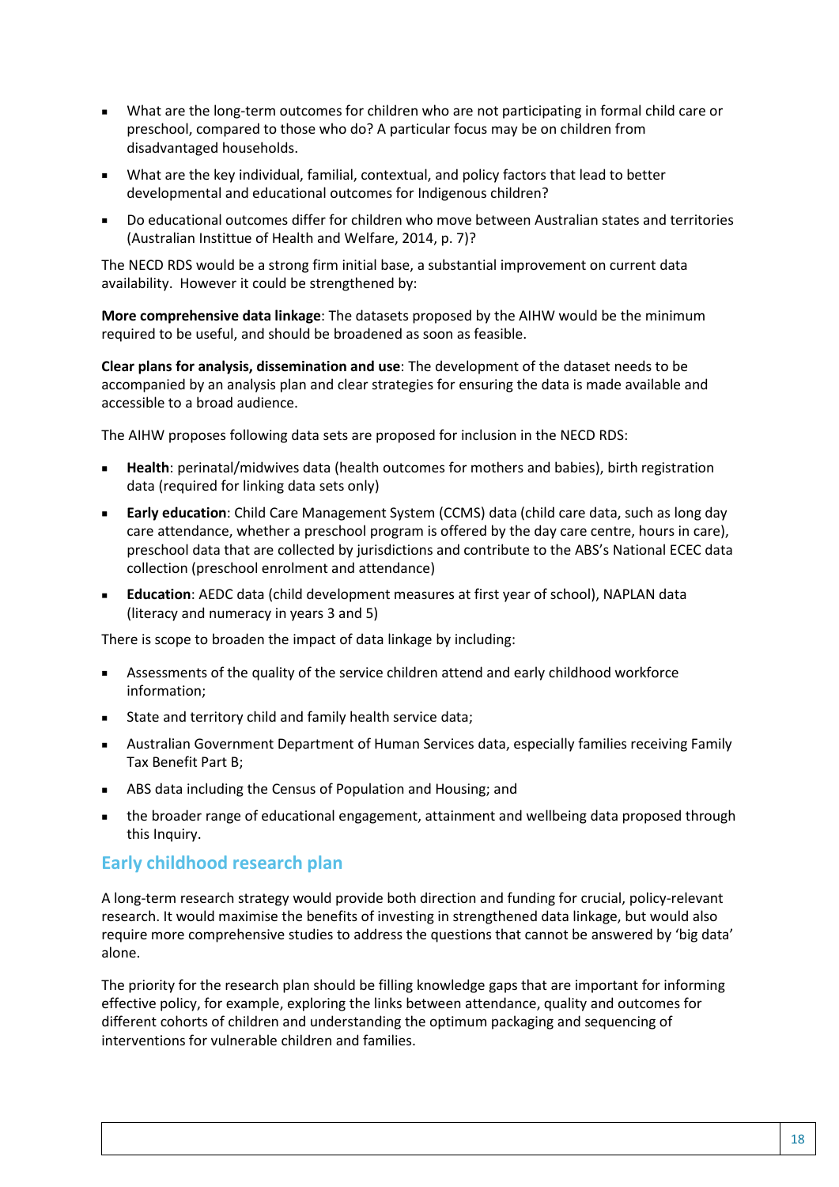- What are the long-term outcomes for children who are not participating in formal child care or preschool, compared to those who do? A particular focus may be on children from disadvantaged households.
- What are the key individual, familial, contextual, and policy factors that lead to better developmental and educational outcomes for Indigenous children?
- Do educational outcomes differ for children who move between Australian states and territories (Australian Instittue of Health and Welfare, 2014, p. 7)?

The NECD RDS would be a strong firm initial base, a substantial improvement on current data availability. However it could be strengthened by:

**More comprehensive data linkage**: The datasets proposed by the AIHW would be the minimum required to be useful, and should be broadened as soon as feasible.

**Clear plans for analysis, dissemination and use**: The development of the dataset needs to be accompanied by an analysis plan and clear strategies for ensuring the data is made available and accessible to a broad audience.

The AIHW proposes following data sets are proposed for inclusion in the NECD RDS:

- **Health**: perinatal/midwives data (health outcomes for mothers and babies), birth registration data (required for linking data sets only)
- **Early education**: Child Care Management System (CCMS) data (child care data, such as long day care attendance, whether a preschool program is offered by the day care centre, hours in care), preschool data that are collected by jurisdictions and contribute to the ABS's National ECEC data collection (preschool enrolment and attendance)
- **Education**: AEDC data (child development measures at first year of school), NAPLAN data (literacy and numeracy in years 3 and 5)

There is scope to broaden the impact of data linkage by including:

- Assessments of the quality of the service children attend and early childhood workforce information;
- State and territory child and family health service data;
- Australian Government Department of Human Services data, especially families receiving Family Tax Benefit Part B;
- ABS data including the Census of Population and Housing; and
- the broader range of educational engagement, attainment and wellbeing data proposed through this Inquiry.

## Early childhood research plan

A long-term research strategy would provide both direction and funding for crucial, policy-relevant research. It would maximise the benefits of investing in strengthened data linkage, but would also require more comprehensive studies to address the questions that cannot be answered by 'big data' alone.

The priority for the research plan should be filling knowledge gaps that are important for informing effective policy, for example, exploring the links between attendance, quality and outcomes for different cohorts of children and understanding the optimum packaging and sequencing of interventions for vulnerable children and families.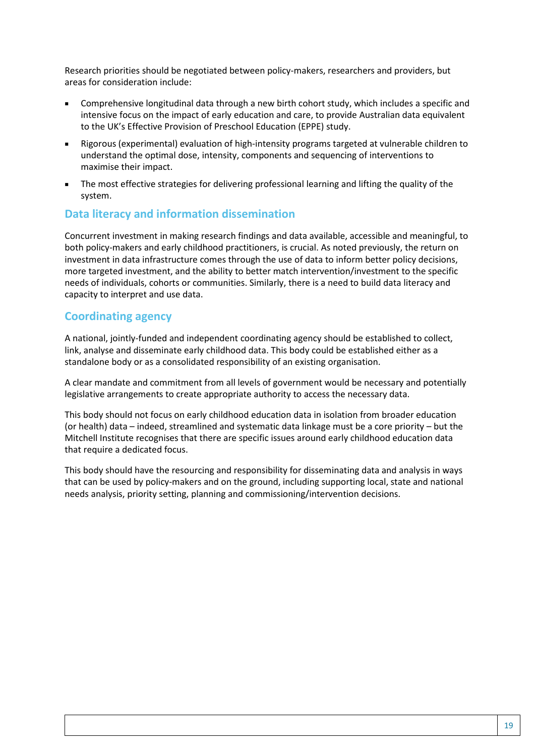Research priorities should be negotiated between policy-makers, researchers and providers, but areas for consideration include:

- Comprehensive longitudinal data through a new birth cohort study, which includes a specific and intensive focus on the impact of early education and care, to provide Australian data equivalent to the UK's Effective Provision of Preschool Education (EPPE) study.
- Rigorous (experimental) evaluation of high-intensity programs targeted at vulnerable children to understand the optimal dose, intensity, components and sequencing of interventions to maximise their impact.
- The most effective strategies for delivering professional learning and lifting the quality of the system.

## Data literacy and information dissemination

Concurrent investment in making research findings and data available, accessible and meaningful, to both policy-makers and early childhood practitioners, is crucial. As noted previously, the return on investment in data infrastructure comes through the use of data to inform better policy decisions, more targeted investment, and the ability to better match intervention/investment to the specific needs of individuals, cohorts or communities. Similarly, there is a need to build data literacy and capacity to interpret and use data.

## Coordinating agency

A national, jointly-funded and independent coordinating agency should be established to collect, link, analyse and disseminate early childhood data. This body could be established either as a standalone body or as a consolidated responsibility of an existing organisation.

A clear mandate and commitment from all levels of government would be necessary and potentially legislative arrangements to create appropriate authority to access the necessary data.

This body should not focus on early childhood education data in isolation from broader education (or health) data – indeed, streamlined and systematic data linkage must be a core priority – but the Mitchell Institute recognises that there are specific issues around early childhood education data that require a dedicated focus.

This body should have the resourcing and responsibility for disseminating data and analysis in ways that can be used by policy-makers and on the ground, including supporting local, state and national needs analysis, priority setting, planning and commissioning/intervention decisions.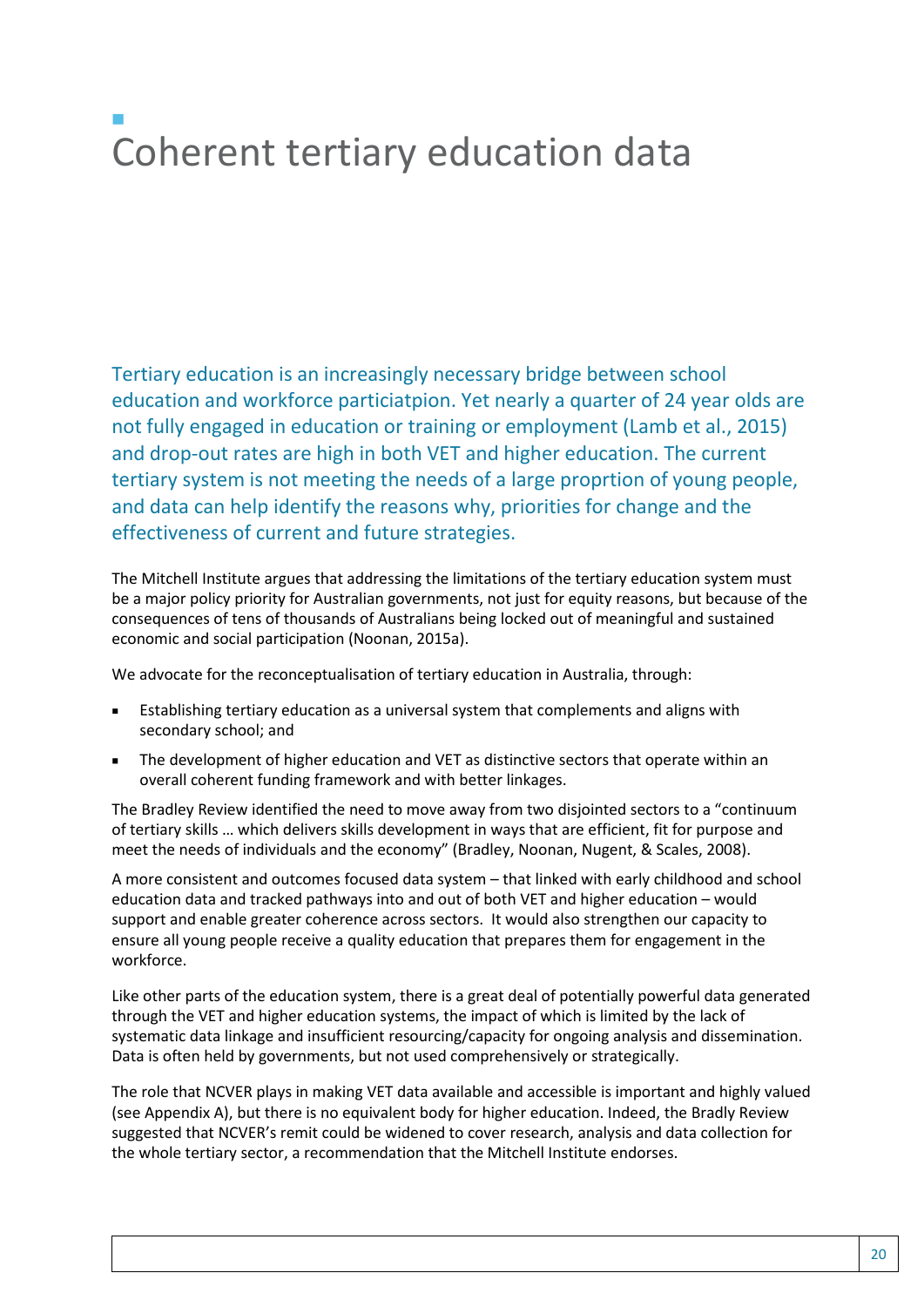# Coherent tertiary education data

Tertiary education is an increasingly necessary bridge between school education and workforce particiatpion. Yet nearly a quarter of 24 year olds are not fully engaged in education or training or employment (Lamb et al., 2015) and drop-out rates are high in both VET and higher education. The current tertiary system is not meeting the needs of a large proprtion of young people, and data can help identify the reasons why, priorities for change and the effectiveness of current and future strategies.

The Mitchell Institute argues that addressing the limitations of the tertiary education system must be a major policy priority for Australian governments, not just for equity reasons, but because of the consequences of tens of thousands of Australians being locked out of meaningful and sustained economic and social participation (Noonan, 2015a).

We advocate for the reconceptualisation of tertiary education in Australia, through:

- Establishing tertiary education as a universal system that complements and aligns with secondary school; and
- The development of higher education and VET as distinctive sectors that operate within an overall coherent funding framework and with better linkages.

The Bradley Review identified the need to move away from two disjointed sectors to a "continuum of tertiary skills … which delivers skills development in ways that are efficient, fit for purpose and meet the needs of individuals and the economy" (Bradley, Noonan, Nugent, & Scales, 2008).

A more consistent and outcomes focused data system – that linked with early childhood and school education data and tracked pathways into and out of both VET and higher education – would support and enable greater coherence across sectors. It would also strengthen our capacity to ensure all young people receive a quality education that prepares them for engagement in the workforce.

Like other parts of the education system, there is a great deal of potentially powerful data generated through the VET and higher education systems, the impact of which is limited by the lack of systematic data linkage and insufficient resourcing/capacity for ongoing analysis and dissemination. Data is often held by governments, but not used comprehensively or strategically.

The role that NCVER plays in making VET data available and accessible is important and highly valued (see Appendix A), but there is no equivalent body for higher education. Indeed, the Bradly Review suggested that NCVER's remit could be widened to cover research, analysis and data collection for the whole tertiary sector, a recommendation that the Mitchell Institute endorses.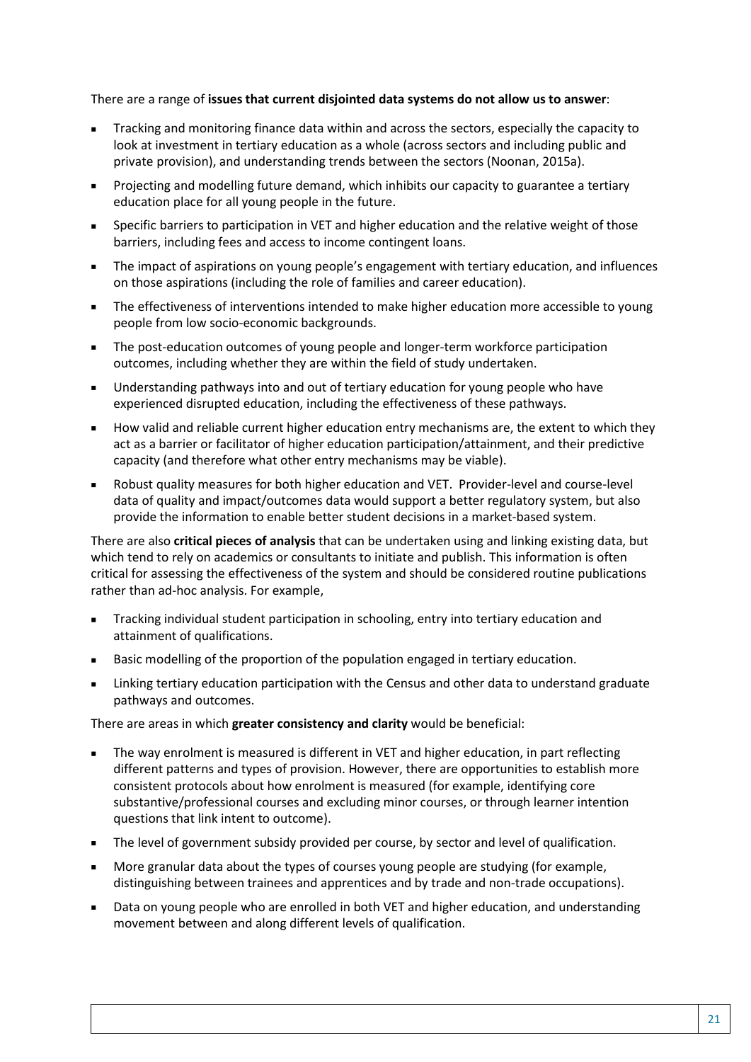There are a range of **issues that current disjointed data systems do not allow us to answer**:

- Tracking and monitoring finance data within and across the sectors, especially the capacity to look at investment in tertiary education as a whole (across sectors and including public and private provision), and understanding trends between the sectors (Noonan, 2015a).
- Projecting and modelling future demand, which inhibits our capacity to guarantee a tertiary education place for all young people in the future.
- Specific barriers to participation in VET and higher education and the relative weight of those barriers, including fees and access to income contingent loans.
- The impact of aspirations on young people's engagement with tertiary education, and influences on those aspirations (including the role of families and career education).
- The effectiveness of interventions intended to make higher education more accessible to young people from low socio-economic backgrounds.
- The post-education outcomes of young people and longer-term workforce participation outcomes, including whether they are within the field of study undertaken.
- Understanding pathways into and out of tertiary education for young people who have experienced disrupted education, including the effectiveness of these pathways.
- How valid and reliable current higher education entry mechanisms are, the extent to which they act as a barrier or facilitator of higher education participation/attainment, and their predictive capacity (and therefore what other entry mechanisms may be viable).
- Robust quality measures for both higher education and VET. Provider-level and course-level data of quality and impact/outcomes data would support a better regulatory system, but also provide the information to enable better student decisions in a market-based system.

There are also **critical pieces of analysis** that can be undertaken using and linking existing data, but which tend to rely on academics or consultants to initiate and publish. This information is often critical for assessing the effectiveness of the system and should be considered routine publications rather than ad-hoc analysis. For example,

- Tracking individual student participation in schooling, entry into tertiary education and attainment of qualifications.
- Basic modelling of the proportion of the population engaged in tertiary education.
- Linking tertiary education participation with the Census and other data to understand graduate pathways and outcomes.

There are areas in which **greater consistency and clarity** would be beneficial:

- The way enrolment is measured is different in VET and higher education, in part reflecting different patterns and types of provision. However, there are opportunities to establish more consistent protocols about how enrolment is measured (for example, identifying core substantive/professional courses and excluding minor courses, or through learner intention questions that link intent to outcome).
- The level of government subsidy provided per course, by sector and level of qualification.
- More granular data about the types of courses young people are studying (for example, distinguishing between trainees and apprentices and by trade and non-trade occupations).
- Data on young people who are enrolled in both VET and higher education, and understanding movement between and along different levels of qualification.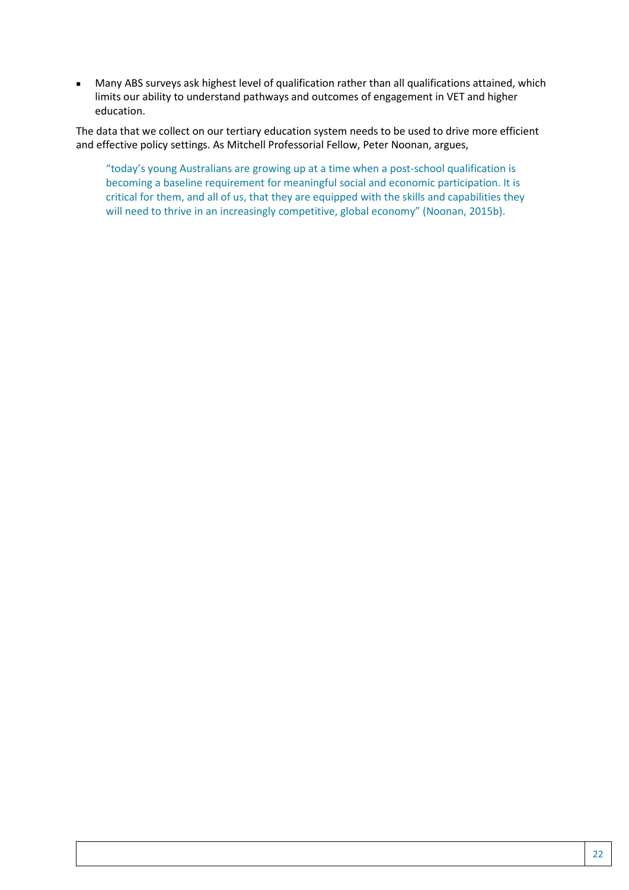- Many ABS surveys ask highest level of qualification rather than all qualifications attained, which limits our ability to understand pathways and outcomes of engagement in VET and higher education.

The data that we collect on our tertiary education system needs to be used to drive more efficient and effective policy settings. As Mitchell Professorial Fellow, Peter Noonan, argues,

> "today's young Australians are growing up at a time when a post-school qualification is becoming a baseline requirement for meaningful social and economic participation. It is critical for them, and all of us, that they are equipped with the skills and capabilities they will need to thrive in an increasingly competitive, global economy" (Noonan, 2015b).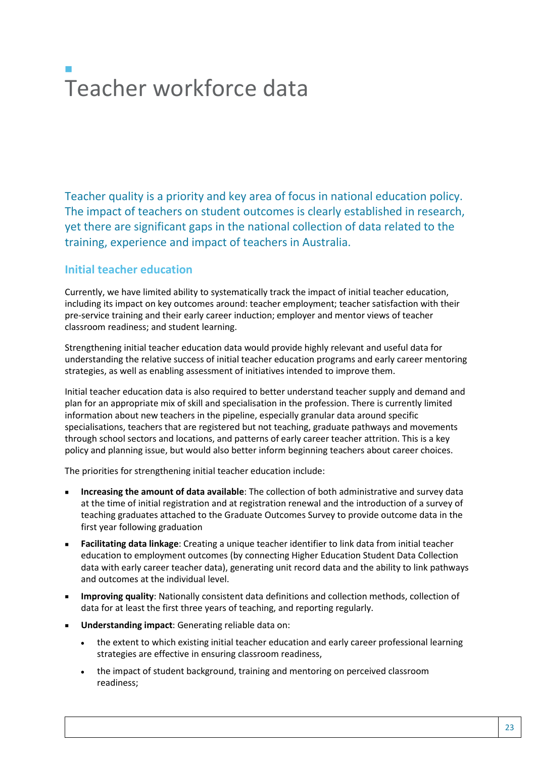# Teacher workforce data

Teacher quality is a priority and key area of focus in national education policy. The impact of teachers on student outcomes is clearly established in research, yet there are significant gaps in the national collection of data related to the training, experience and impact of teachers in Australia.

## Initial teacher education

Currently, we have limited ability to systematically track the impact of initial teacher education, including its impact on key outcomes around: teacher employment; teacher satisfaction with their pre-service training and their early career induction; employer and mentor views of teacher classroom readiness; and student learning.

Strengthening initial teacher education data would provide highly relevant and useful data for understanding the relative success of initial teacher education programs and early career mentoring strategies, as well as enabling assessment of initiatives intended to improve them.

Initial teacher education data is also required to better understand teacher supply and demand and plan for an appropriate mix of skill and specialisation in the profession. There is currently limited information about new teachers in the pipeline, especially granular data around specific specialisations, teachers that are registered but not teaching, graduate pathways and movements through school sectors and locations, and patterns of early career teacher attrition. This is a key policy and planning issue, but would also better inform beginning teachers about career choices.

The priorities for strengthening initial teacher education include:

- **Increasing the amount of data available**: The collection of both administrative and survey data at the time of initial registration and at registration renewal and the introduction of a survey of teaching graduates attached to the Graduate Outcomes Survey to provide outcome data in the first year following graduation
- **Facilitating data linkage**: Creating a unique teacher identifier to link data from initial teacher education to employment outcomes (by connecting Higher Education Student Data Collection data with early career teacher data), generating unit record data and the ability to link pathways and outcomes at the individual level.
- **Improving quality**: Nationally consistent data definitions and collection methods, collection of data for at least the first three years of teaching, and reporting regularly.
- **Understanding impact**: Generating reliable data on:
  - the extent to which existing initial teacher education and early career professional learning strategies are effective in ensuring classroom readiness,
  - the impact of student background, training and mentoring on perceived classroom readiness;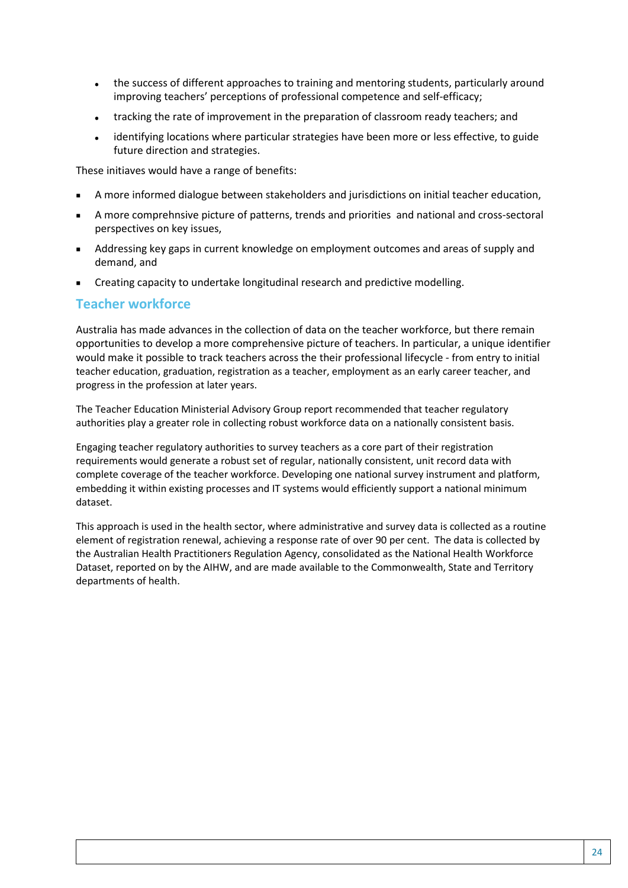- the success of different approaches to training and mentoring students, particularly around improving teachers' perceptions of professional competence and self-efficacy;
- tracking the rate of improvement in the preparation of classroom ready teachers; and
- identifying locations where particular strategies have been more or less effective, to guide future direction and strategies.

These initiaves would have a range of benefits:

- A more informed dialogue between stakeholders and jurisdictions on initial teacher education,
- A more comprehnsive picture of patterns, trends and priorities and national and cross-sectoral perspectives on key issues,
- Addressing key gaps in current knowledge on employment outcomes and areas of supply and demand, and
- Creating capacity to undertake longitudinal research and predictive modelling.

## Teacher workforce

Australia has made advances in the collection of data on the teacher workforce, but there remain opportunities to develop a more comprehensive picture of teachers. In particular, a unique identifier would make it possible to track teachers across the their professional lifecycle - from entry to initial teacher education, graduation, registration as a teacher, employment as an early career teacher, and progress in the profession at later years.

The Teacher Education Ministerial Advisory Group report recommended that teacher regulatory authorities play a greater role in collecting robust workforce data on a nationally consistent basis.

Engaging teacher regulatory authorities to survey teachers as a core part of their registration requirements would generate a robust set of regular, nationally consistent, unit record data with complete coverage of the teacher workforce. Developing one national survey instrument and platform, embedding it within existing processes and IT systems would efficiently support a national minimum dataset.

This approach is used in the health sector, where administrative and survey data is collected as a routine element of registration renewal, achieving a response rate of over 90 per cent. The data is collected by the Australian Health Practitioners Regulation Agency, consolidated as the National Health Workforce Dataset, reported on by the AIHW, and are made available to the Commonwealth, State and Territory departments of health.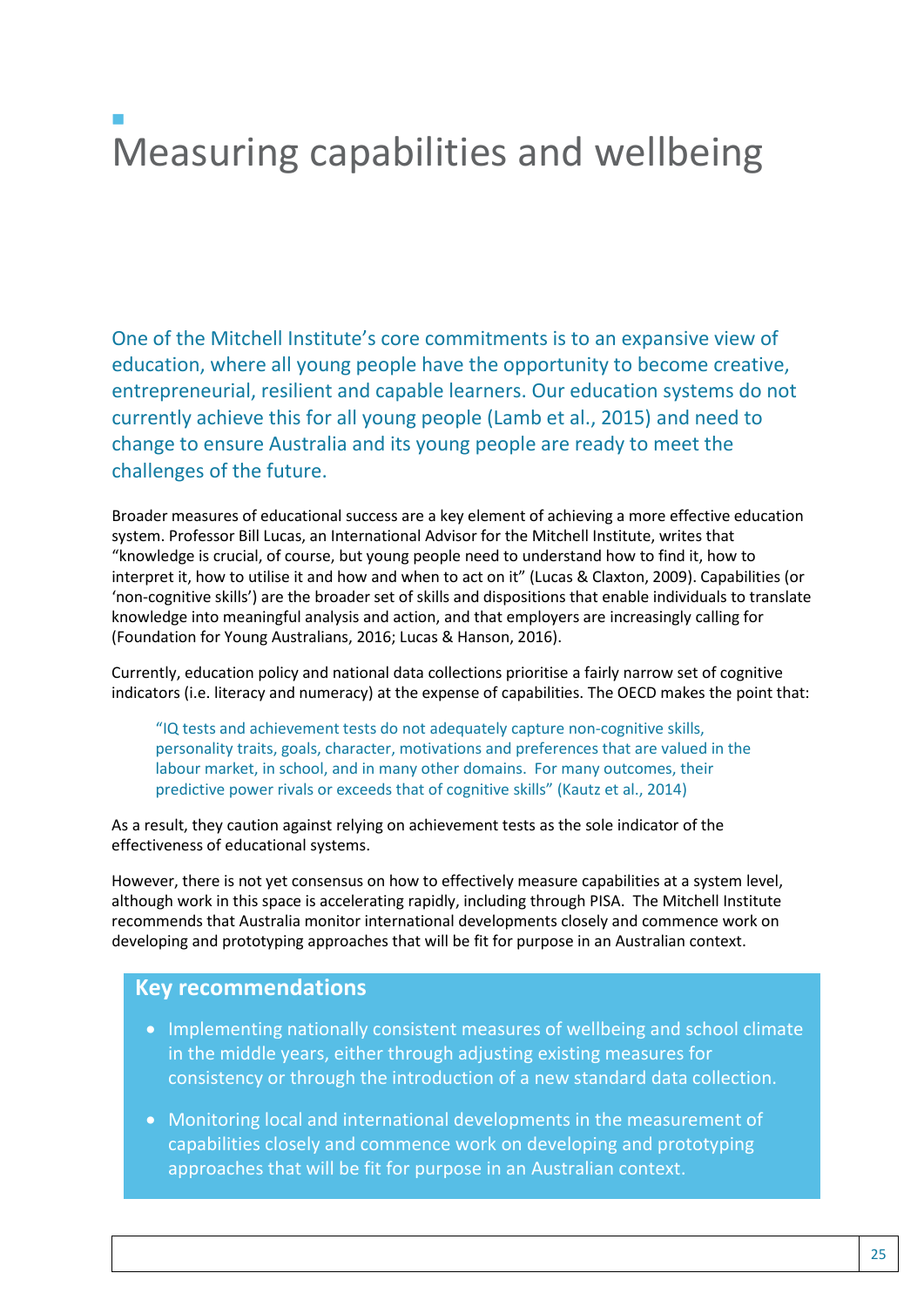# Measuring capabilities and wellbeing

One of the Mitchell Institute's core commitments is to an expansive view of education, where all young people have the opportunity to become creative, entrepreneurial, resilient and capable learners. Our education systems do not currently achieve this for all young people (Lamb et al., 2015) and need to change to ensure Australia and its young people are ready to meet the challenges of the future.

Broader measures of educational success are a key element of achieving a more effective education system. Professor Bill Lucas, an International Advisor for the Mitchell Institute, writes that "knowledge is crucial, of course, but young people need to understand how to find it, how to interpret it, how to utilise it and how and when to act on it" (Lucas & Claxton, 2009). Capabilities (or 'non-cognitive skills') are the broader set of skills and dispositions that enable individuals to translate knowledge into meaningful analysis and action, and that employers are increasingly calling for (Foundation for Young Australians, 2016; Lucas & Hanson, 2016).

Currently, education policy and national data collections prioritise a fairly narrow set of cognitive indicators (i.e. literacy and numeracy) at the expense of capabilities. The OECD makes the point that:

> "IQ tests and achievement tests do not adequately capture non-cognitive skills, personality traits, goals, character, motivations and preferences that are valued in the labour market, in school, and in many other domains. For many outcomes, their predictive power rivals or exceeds that of cognitive skills" (Kautz et al., 2014)

As a result, they caution against relying on achievement tests as the sole indicator of the effectiveness of educational systems.

However, there is not yet consensus on how to effectively measure capabilities at a system level, although work in this space is accelerating rapidly, including through PISA. The Mitchell Institute recommends that Australia monitor international developments closely and commence work on developing and prototyping approaches that will be fit for purpose in an Australian context.

## Key recommendations

- Implementing nationally consistent measures of wellbeing and school climate in the middle years, either through adjusting existing measures for consistency or through the introduction of a new standard data collection.
- Monitoring local and international developments in the measurement of capabilities closely and commence work on developing and prototyping approaches that will be fit for purpose in an Australian context.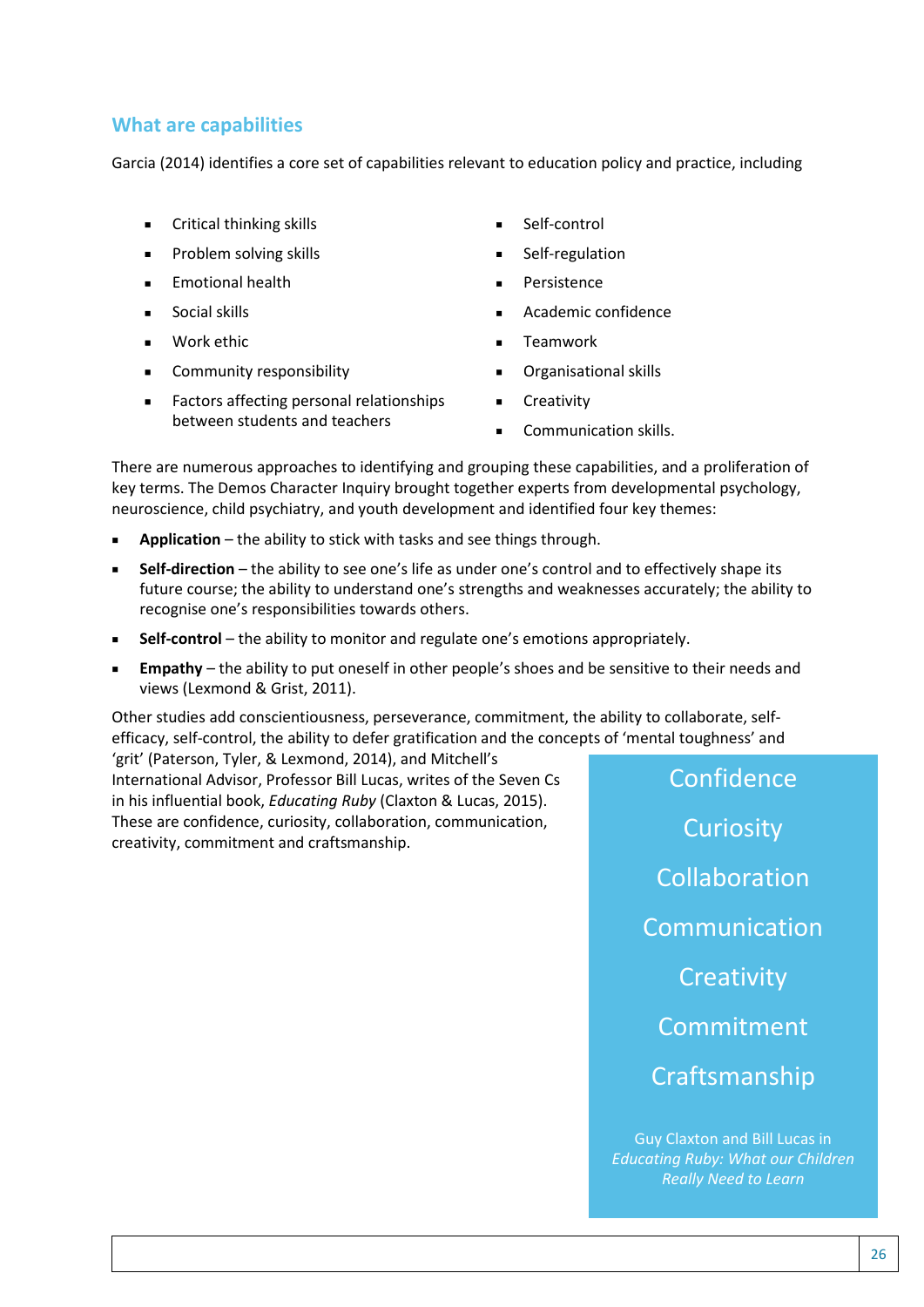## What are capabilities

Garcia (2014) identifies a core set of capabilities relevant to education policy and practice, including

- Critical thinking skills
- Problem solving skills
- Emotional health
- Social skills
- Work ethic
- Community responsibility
- Factors affecting personal relationships between students and teachers
- Self-control
- Self-regulation
- Persistence
- Academic confidence
- Teamwork
- Organisational skills
- Creativity
- Communication skills.

There are numerous approaches to identifying and grouping these capabilities, and a proliferation of key terms. The Demos Character Inquiry brought together experts from developmental psychology, neuroscience, child psychiatry, and youth development and identified four key themes:

- **Application** – the ability to stick with tasks and see things through.
- **Self-direction** – the ability to see one's life as under one's control and to effectively shape its future course; the ability to understand one's strengths and weaknesses accurately; the ability to recognise one's responsibilities towards others.
- **Self-control** – the ability to monitor and regulate one's emotions appropriately.
- **Empathy** – the ability to put oneself in other people's shoes and be sensitive to their needs and views (Lexmond & Grist, 2011).

Other studies add conscientiousness, perseverance, commitment, the ability to collaborate, self-efficacy, self-control, the ability to defer gratification and the concepts of 'mental toughness' and 'grit' (Paterson, Tyler, & Lexmond, 2014), and Mitchell's International Advisor, Professor Bill Lucas, writes of the Seven Cs in his influential book, *Educating Ruby* (Claxton & Lucas, 2015). These are confidence, curiosity, collaboration, communication, creativity, commitment and craftsmanship.

Confidence

Curiosity

Collaboration

Communication

Creativity

Commitment

Craftsmanship

Guy Claxton and Bill Lucas in *Educating Ruby: What our Children Really Need to Learn*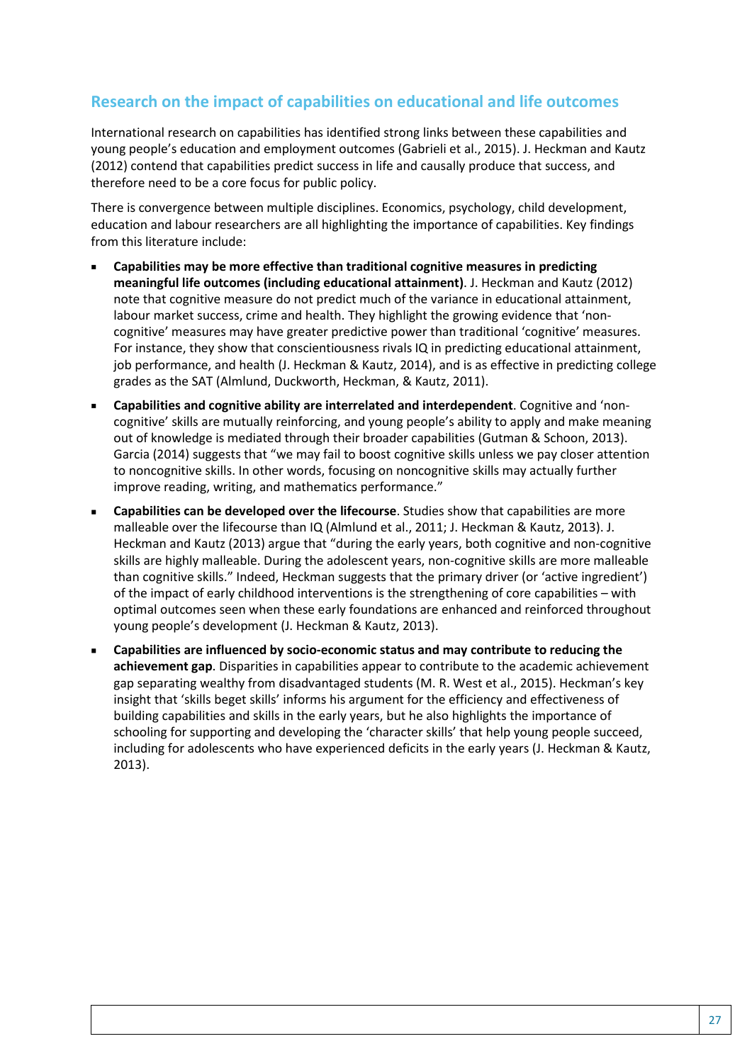## Research on the impact of capabilities on educational and life outcomes

International research on capabilities has identified strong links between these capabilities and young people's education and employment outcomes (Gabrieli et al., 2015). J. Heckman and Kautz (2012) contend that capabilities predict success in life and causally produce that success, and therefore need to be a core focus for public policy.

There is convergence between multiple disciplines. Economics, psychology, child development, education and labour researchers are all highlighting the importance of capabilities. Key findings from this literature include:

- **Capabilities may be more effective than traditional cognitive measures in predicting meaningful life outcomes (including educational attainment)**. J. Heckman and Kautz (2012) note that cognitive measure do not predict much of the variance in educational attainment, labour market success, crime and health. They highlight the growing evidence that 'non-cognitive' measures may have greater predictive power than traditional 'cognitive' measures. For instance, they show that conscientiousness rivals IQ in predicting educational attainment, job performance, and health (J. Heckman & Kautz, 2014), and is as effective in predicting college grades as the SAT (Almlund, Duckworth, Heckman, & Kautz, 2011).
- **Capabilities and cognitive ability are interrelated and interdependent**. Cognitive and 'non-cognitive' skills are mutually reinforcing, and young people's ability to apply and make meaning out of knowledge is mediated through their broader capabilities (Gutman & Schoon, 2013). Garcia (2014) suggests that "we may fail to boost cognitive skills unless we pay closer attention to noncognitive skills. In other words, focusing on noncognitive skills may actually further improve reading, writing, and mathematics performance."
- **Capabilities can be developed over the lifecourse**. Studies show that capabilities are more malleable over the lifecourse than IQ (Almlund et al., 2011; J. Heckman & Kautz, 2013). J. Heckman and Kautz (2013) argue that "during the early years, both cognitive and non-cognitive skills are highly malleable. During the adolescent years, non-cognitive skills are more malleable than cognitive skills." Indeed, Heckman suggests that the primary driver (or 'active ingredient') of the impact of early childhood interventions is the strengthening of core capabilities – with optimal outcomes seen when these early foundations are enhanced and reinforced throughout young people's development (J. Heckman & Kautz, 2013).
- **Capabilities are influenced by socio-economic status and may contribute to reducing the achievement gap**. Disparities in capabilities appear to contribute to the academic achievement gap separating wealthy from disadvantaged students (M. R. West et al., 2015). Heckman's key insight that 'skills beget skills' informs his argument for the efficiency and effectiveness of building capabilities and skills in the early years, but he also highlights the importance of schooling for supporting and developing the 'character skills' that help young people succeed, including for adolescents who have experienced deficits in the early years (J. Heckman & Kautz, 2013).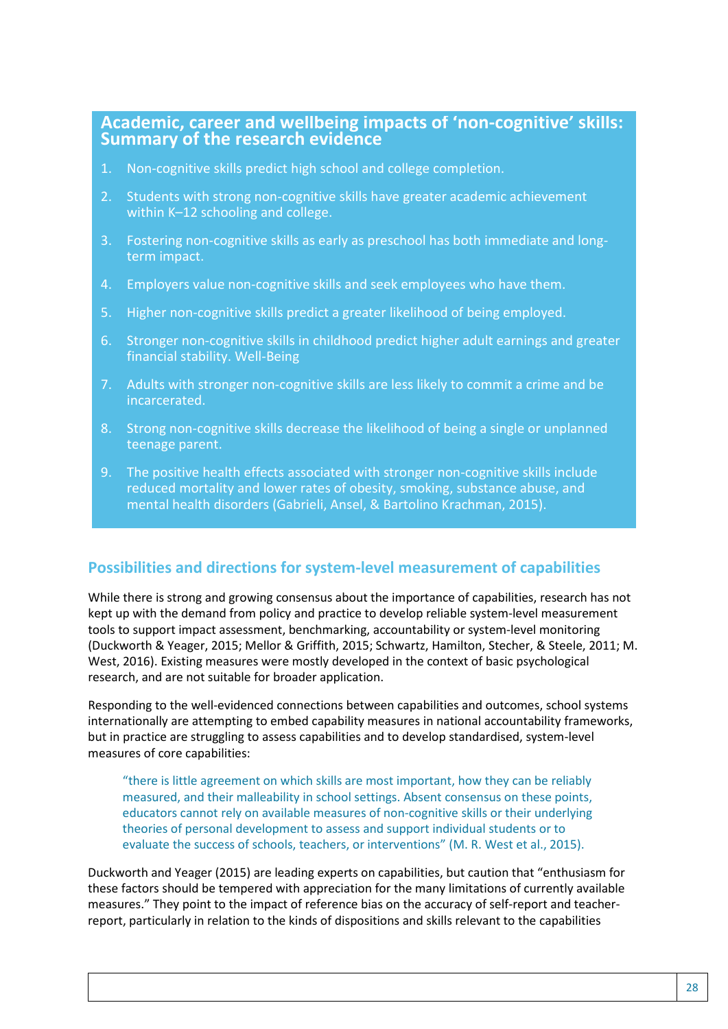## Academic, career and wellbeing impacts of 'non-cognitive' skills: Summary of the research evidence

1. Non-cognitive skills predict high school and college completion.
2. Students with strong non-cognitive skills have greater academic achievement within K–12 schooling and college.
3. Fostering non-cognitive skills as early as preschool has both immediate and long-term impact.
4. Employers value non-cognitive skills and seek employees who have them.
5. Higher non-cognitive skills predict a greater likelihood of being employed.
6. Stronger non-cognitive skills in childhood predict higher adult earnings and greater financial stability. Well-Being
7. Adults with stronger non-cognitive skills are less likely to commit a crime and be incarcerated.
8. Strong non-cognitive skills decrease the likelihood of being a single or unplanned teenage parent.
9. The positive health effects associated with stronger non-cognitive skills include reduced mortality and lower rates of obesity, smoking, substance abuse, and mental health disorders (Gabrieli, Ansel, & Bartolino Krachman, 2015).

## Possibilities and directions for system-level measurement of capabilities

While there is strong and growing consensus about the importance of capabilities, research has not kept up with the demand from policy and practice to develop reliable system-level measurement tools to support impact assessment, benchmarking, accountability or system-level monitoring (Duckworth & Yeager, 2015; Mellor & Griffith, 2015; Schwartz, Hamilton, Stecher, & Steele, 2011; M. West, 2016). Existing measures were mostly developed in the context of basic psychological research, and are not suitable for broader application.

Responding to the well-evidenced connections between capabilities and outcomes, school systems internationally are attempting to embed capability measures in national accountability frameworks, but in practice are struggling to assess capabilities and to develop standardised, system-level measures of core capabilities:

> "there is little agreement on which skills are most important, how they can be reliably measured, and their malleability in school settings. Absent consensus on these points, educators cannot rely on available measures of non-cognitive skills or their underlying theories of personal development to assess and support individual students or to evaluate the success of schools, teachers, or interventions" (M. R. West et al., 2015).

Duckworth and Yeager (2015) are leading experts on capabilities, but caution that "enthusiasm for these factors should be tempered with appreciation for the many limitations of currently available measures." They point to the impact of reference bias on the accuracy of self-report and teacher-report, particularly in relation to the kinds of dispositions and skills relevant to the capabilities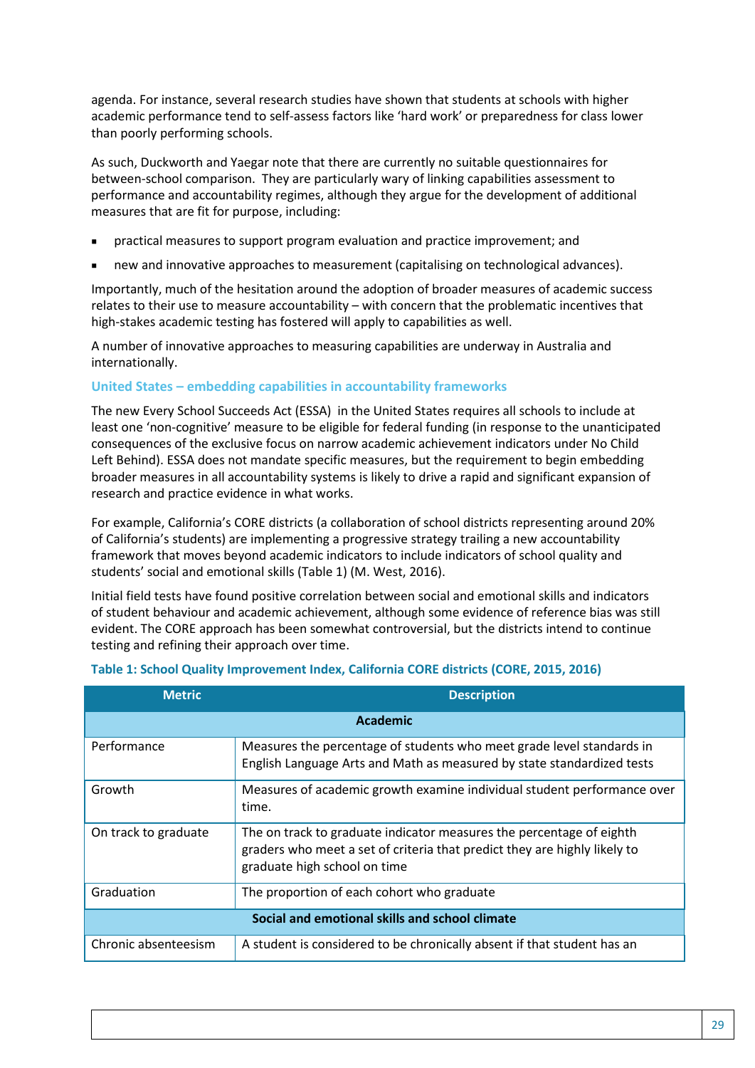agenda. For instance, several research studies have shown that students at schools with higher academic performance tend to self-assess factors like 'hard work' or preparedness for class lower than poorly performing schools.

As such, Duckworth and Yaegar note that there are currently no suitable questionnaires for between-school comparison. They are particularly wary of linking capabilities assessment to performance and accountability regimes, although they argue for the development of additional measures that are fit for purpose, including:

- practical measures to support program evaluation and practice improvement; and
- new and innovative approaches to measurement (capitalising on technological advances).

Importantly, much of the hesitation around the adoption of broader measures of academic success relates to their use to measure accountability – with concern that the problematic incentives that high-stakes academic testing has fostered will apply to capabilities as well.

A number of innovative approaches to measuring capabilities are underway in Australia and internationally.

### United States – embedding capabilities in accountability frameworks

The new Every School Succeeds Act (ESSA) in the United States requires all schools to include at least one 'non-cognitive' measure to be eligible for federal funding (in response to the unanticipated consequences of the exclusive focus on narrow academic achievement indicators under No Child Left Behind). ESSA does not mandate specific measures, but the requirement to begin embedding broader measures in all accountability systems is likely to drive a rapid and significant expansion of research and practice evidence in what works.

For example, California's CORE districts (a collaboration of school districts representing around 20% of California's students) are implementing a progressive strategy trailing a new accountability framework that moves beyond academic indicators to include indicators of school quality and students' social and emotional skills (Table 1) (M. West, 2016).

Initial field tests have found positive correlation between social and emotional skills and indicators of student behaviour and academic achievement, although some evidence of reference bias was still evident. The CORE approach has been somewhat controversial, but the districts intend to continue testing and refining their approach over time.

**Table 1: School Quality Improvement Index, California CORE districts (CORE, 2015, 2016)**

| Metric | Description |
|---|---|
| **Academic** | |
| Performance | Measures the percentage of students who meet grade level standards in English Language Arts and Math as measured by state standardized tests |
| Growth | Measures of academic growth examine individual student performance over time. |
| On track to graduate | The on track to graduate indicator measures the percentage of eighth graders who meet a set of criteria that predict they are highly likely to graduate high school on time |
| Graduation | The proportion of each cohort who graduate |
| **Social and emotional skills and school climate** | |
| Chronic absenteeism | A student is considered to be chronically absent if that student has an |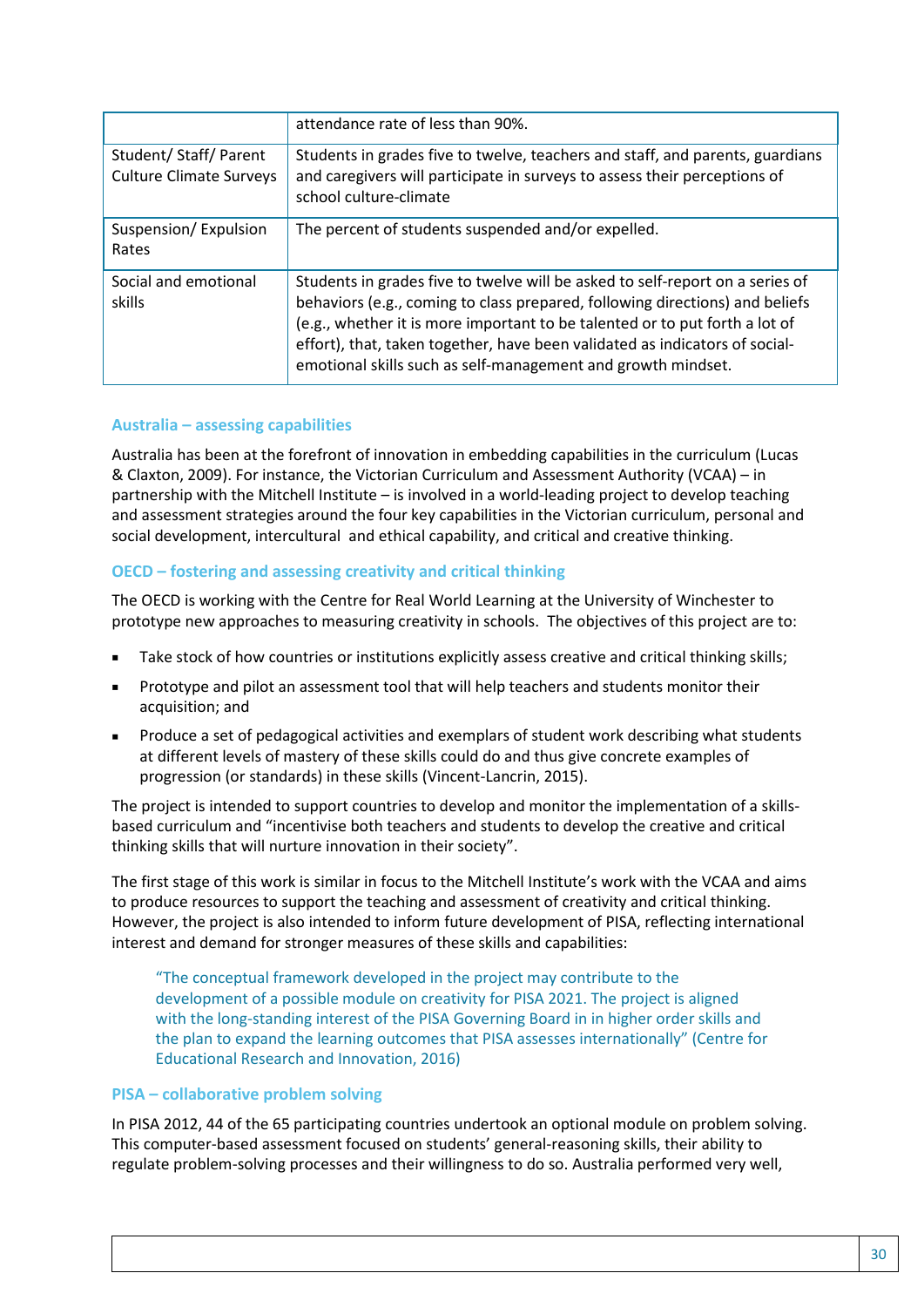| | |
|---|---|
| | attendance rate of less than 90%. |
| Student/ Staff/ Parent Culture Climate Surveys | Students in grades five to twelve, teachers and staff, and parents, guardians and caregivers will participate in surveys to assess their perceptions of school culture-climate |
| Suspension/ Expulsion Rates | The percent of students suspended and/or expelled. |
| Social and emotional skills | Students in grades five to twelve will be asked to self-report on a series of behaviors (e.g., coming to class prepared, following directions) and beliefs (e.g., whether it is more important to be talented or to put forth a lot of effort), that, taken together, have been validated as indicators of social-emotional skills such as self-management and growth mindset. |

### Australia – assessing capabilities

Australia has been at the forefront of innovation in embedding capabilities in the curriculum (Lucas & Claxton, 2009). For instance, the Victorian Curriculum and Assessment Authority (VCAA) – in partnership with the Mitchell Institute – is involved in a world-leading project to develop teaching and assessment strategies around the four key capabilities in the Victorian curriculum, personal and social development, intercultural and ethical capability, and critical and creative thinking.

### OECD – fostering and assessing creativity and critical thinking

The OECD is working with the Centre for Real World Learning at the University of Winchester to prototype new approaches to measuring creativity in schools. The objectives of this project are to:

- Take stock of how countries or institutions explicitly assess creative and critical thinking skills;
- Prototype and pilot an assessment tool that will help teachers and students monitor their acquisition; and
- Produce a set of pedagogical activities and exemplars of student work describing what students at different levels of mastery of these skills could do and thus give concrete examples of progression (or standards) in these skills (Vincent-Lancrin, 2015).

The project is intended to support countries to develop and monitor the implementation of a skills-based curriculum and "incentivise both teachers and students to develop the creative and critical thinking skills that will nurture innovation in their society".

The first stage of this work is similar in focus to the Mitchell Institute's work with the VCAA and aims to produce resources to support the teaching and assessment of creativity and critical thinking. However, the project is also intended to inform future development of PISA, reflecting international interest and demand for stronger measures of these skills and capabilities:

> "The conceptual framework developed in the project may contribute to the development of a possible module on creativity for PISA 2021. The project is aligned with the long-standing interest of the PISA Governing Board in in higher order skills and the plan to expand the learning outcomes that PISA assesses internationally" (Centre for Educational Research and Innovation, 2016)

### PISA – collaborative problem solving

In PISA 2012, 44 of the 65 participating countries undertook an optional module on problem solving. This computer-based assessment focused on students' general-reasoning skills, their ability to regulate problem-solving processes and their willingness to do so. Australia performed very well,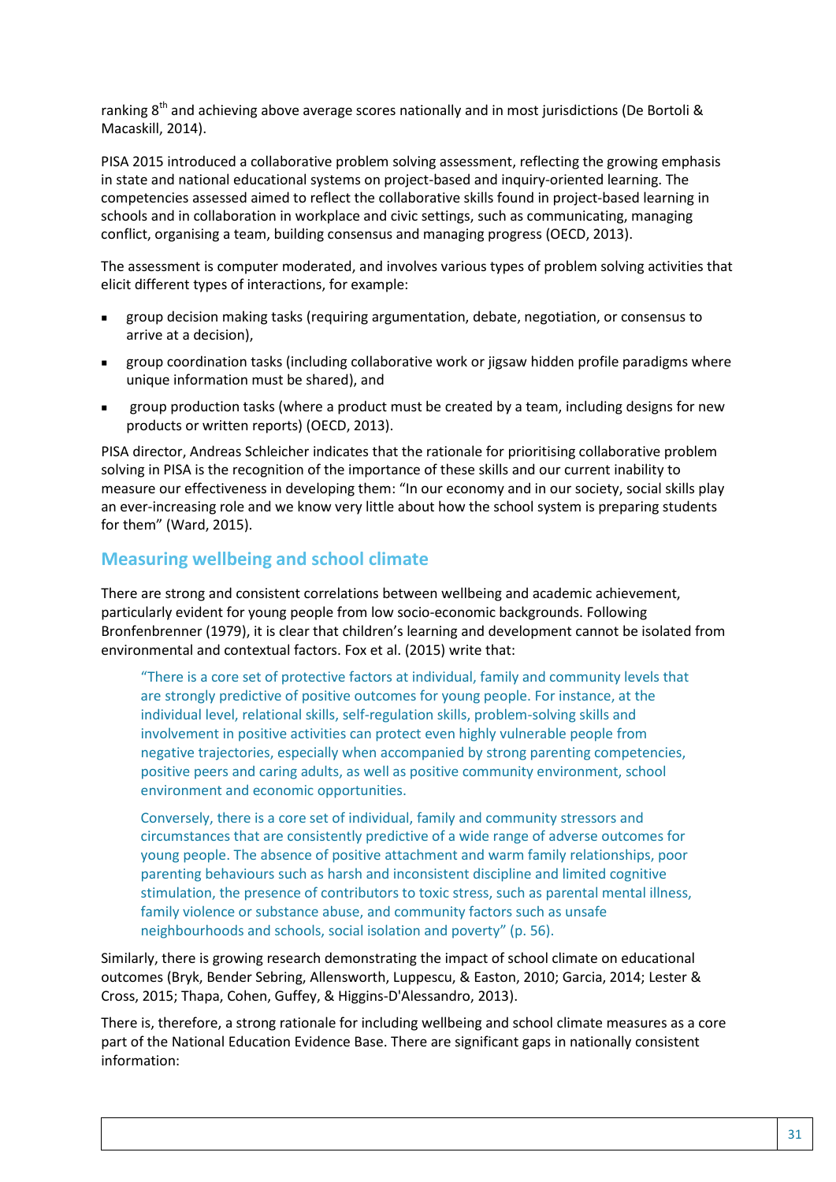ranking 8th and achieving above average scores nationally and in most jurisdictions (De Bortoli & Macaskill, 2014).

PISA 2015 introduced a collaborative problem solving assessment, reflecting the growing emphasis in state and national educational systems on project-based and inquiry-oriented learning. The competencies assessed aimed to reflect the collaborative skills found in project-based learning in schools and in collaboration in workplace and civic settings, such as communicating, managing conflict, organising a team, building consensus and managing progress (OECD, 2013).

The assessment is computer moderated, and involves various types of problem solving activities that elicit different types of interactions, for example:

- group decision making tasks (requiring argumentation, debate, negotiation, or consensus to arrive at a decision),
- group coordination tasks (including collaborative work or jigsaw hidden profile paradigms where unique information must be shared), and
- group production tasks (where a product must be created by a team, including designs for new products or written reports) (OECD, 2013).

PISA director, Andreas Schleicher indicates that the rationale for prioritising collaborative problem solving in PISA is the recognition of the importance of these skills and our current inability to measure our effectiveness in developing them: “In our economy and in our society, social skills play an ever-increasing role and we know very little about how the school system is preparing students for them” (Ward, 2015).

## Measuring wellbeing and school climate

There are strong and consistent correlations between wellbeing and academic achievement, particularly evident for young people from low socio-economic backgrounds. Following Bronfenbrenner (1979), it is clear that children’s learning and development cannot be isolated from environmental and contextual factors. Fox et al. (2015) write that:

> “There is a core set of protective factors at individual, family and community levels that are strongly predictive of positive outcomes for young people. For instance, at the individual level, relational skills, self-regulation skills, problem-solving skills and involvement in positive activities can protect even highly vulnerable people from negative trajectories, especially when accompanied by strong parenting competencies, positive peers and caring adults, as well as positive community environment, school environment and economic opportunities.
>
> Conversely, there is a core set of individual, family and community stressors and circumstances that are consistently predictive of a wide range of adverse outcomes for young people. The absence of positive attachment and warm family relationships, poor parenting behaviours such as harsh and inconsistent discipline and limited cognitive stimulation, the presence of contributors to toxic stress, such as parental mental illness, family violence or substance abuse, and community factors such as unsafe neighbourhoods and schools, social isolation and poverty” (p. 56).

Similarly, there is growing research demonstrating the impact of school climate on educational outcomes (Bryk, Bender Sebring, Allensworth, Luppescu, & Easton, 2010; Garcia, 2014; Lester & Cross, 2015; Thapa, Cohen, Guffey, & Higgins-D'Alessandro, 2013).

There is, therefore, a strong rationale for including wellbeing and school climate measures as a core part of the National Education Evidence Base. There are significant gaps in nationally consistent information: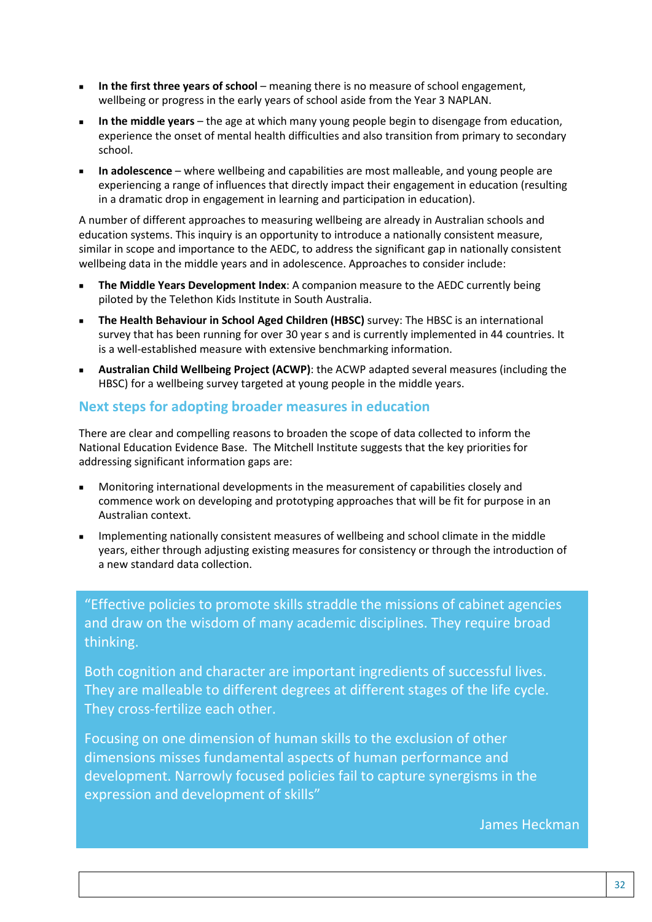- **In the first three years of school** – meaning there is no measure of school engagement, wellbeing or progress in the early years of school aside from the Year 3 NAPLAN.
- **In the middle years** – the age at which many young people begin to disengage from education, experience the onset of mental health difficulties and also transition from primary to secondary school.
- **In adolescence** – where wellbeing and capabilities are most malleable, and young people are experiencing a range of influences that directly impact their engagement in education (resulting in a dramatic drop in engagement in learning and participation in education).

A number of different approaches to measuring wellbeing are already in Australian schools and education systems. This inquiry is an opportunity to introduce a nationally consistent measure, similar in scope and importance to the AEDC, to address the significant gap in nationally consistent wellbeing data in the middle years and in adolescence. Approaches to consider include:

- **The Middle Years Development Index**: A companion measure to the AEDC currently being piloted by the Telethon Kids Institute in South Australia.
- **The Health Behaviour in School Aged Children (HBSC)** survey: The HBSC is an international survey that has been running for over 30 year s and is currently implemented in 44 countries. It is a well-established measure with extensive benchmarking information.
- **Australian Child Wellbeing Project (ACWP)**: the ACWP adapted several measures (including the HBSC) for a wellbeing survey targeted at young people in the middle years.

## Next steps for adopting broader measures in education

There are clear and compelling reasons to broaden the scope of data collected to inform the National Education Evidence Base. The Mitchell Institute suggests that the key priorities for addressing significant information gaps are:

- Monitoring international developments in the measurement of capabilities closely and commence work on developing and prototyping approaches that will be fit for purpose in an Australian context.
- Implementing nationally consistent measures of wellbeing and school climate in the middle years, either through adjusting existing measures for consistency or through the introduction of a new standard data collection.

> "Effective policies to promote skills straddle the missions of cabinet agencies and draw on the wisdom of many academic disciplines. They require broad thinking.
>
> Both cognition and character are important ingredients of successful lives. They are malleable to different degrees at different stages of the life cycle. They cross-fertilize each other.
>
> Focusing on one dimension of human skills to the exclusion of other dimensions misses fundamental aspects of human performance and development. Narrowly focused policies fail to capture synergisms in the expression and development of skills"
>
> James Heckman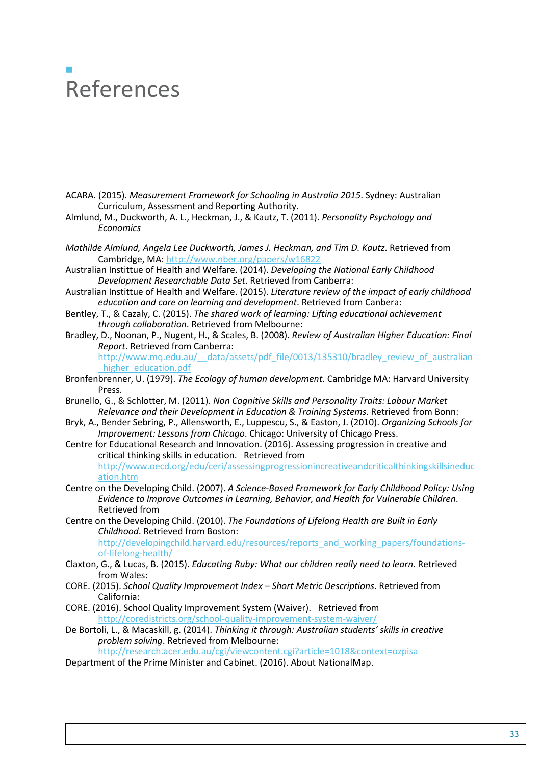# References

ACARA. (2015). *Measurement Framework for Schooling in Australia 2015*. Sydney: Australian Curriculum, Assessment and Reporting Authority.

Almlund, M., Duckworth, A. L., Heckman, J., & Kautz, T. (2011). *Personality Psychology and Economics*

*Mathilde Almlund, Angela Lee Duckworth, James J. Heckman, and Tim D. Kautz*. Retrieved from Cambridge, MA: http://www.nber.org/papers/w16822

Australian Instittue of Health and Welfare. (2014). *Developing the National Early Childhood Development Researchable Data Set*. Retrieved from Canberra:

Australian Instittue of Health and Welfare. (2015). *Literature review of the impact of early childhood education and care on learning and development*. Retrieved from Canbera:

Bentley, T., & Cazaly, C. (2015). *The shared work of learning: Lifting educational achievement through collaboration*. Retrieved from Melbourne:

Bradley, D., Noonan, P., Nugent, H., & Scales, B. (2008). *Review of Australian Higher Education: Final Report*. Retrieved from Canberra: http://www.mq.edu.au/__data/assets/pdf_file/0013/135310/bradley_review_of_australian_higher_education.pdf

Bronfenbrenner, U. (1979). *The Ecology of human development*. Cambridge MA: Harvard University Press.

Brunello, G., & Schlotter, M. (2011). *Non Cognitive Skills and Personality Traits: Labour Market Relevance and their Development in Education & Training Systems*. Retrieved from Bonn:

Bryk, A., Bender Sebring, P., Allensworth, E., Luppescu, S., & Easton, J. (2010). *Organizing Schools for Improvement: Lessons from Chicago*. Chicago: University of Chicago Press.

Centre for Educational Research and Innovation. (2016). Assessing progression in creative and critical thinking skills in education. Retrieved from http://www.oecd.org/edu/ceri/assessingprogressionincreativeandcriticalthinkingskillsineducation.htm

Centre on the Developing Child. (2007). *A Science-Based Framework for Early Childhood Policy: Using Evidence to Improve Outcomes in Learning, Behavior, and Health for Vulnerable Children*. Retrieved from

Centre on the Developing Child. (2010). *The Foundations of Lifelong Health are Built in Early Childhood*. Retrieved from Boston: http://developingchild.harvard.edu/resources/reports_and_working_papers/foundations-of-lifelong-health/

Claxton, G., & Lucas, B. (2015). *Educating Ruby: What our children really need to learn*. Retrieved from Wales:

CORE. (2015). *School Quality Improvement Index – Short Metric Descriptions*. Retrieved from California:

CORE. (2016). School Quality Improvement System (Waiver). Retrieved from http://coredistricts.org/school-quality-improvement-system-waiver/

De Bortoli, L., & Macaskill, g. (2014). *Thinking it through: Australian students' skills in creative problem solving*. Retrieved from Melbourne: http://research.acer.edu.au/cgi/viewcontent.cgi?article=1018&context=ozpisa

Department of the Prime Minister and Cabinet. (2016). About NationalMap.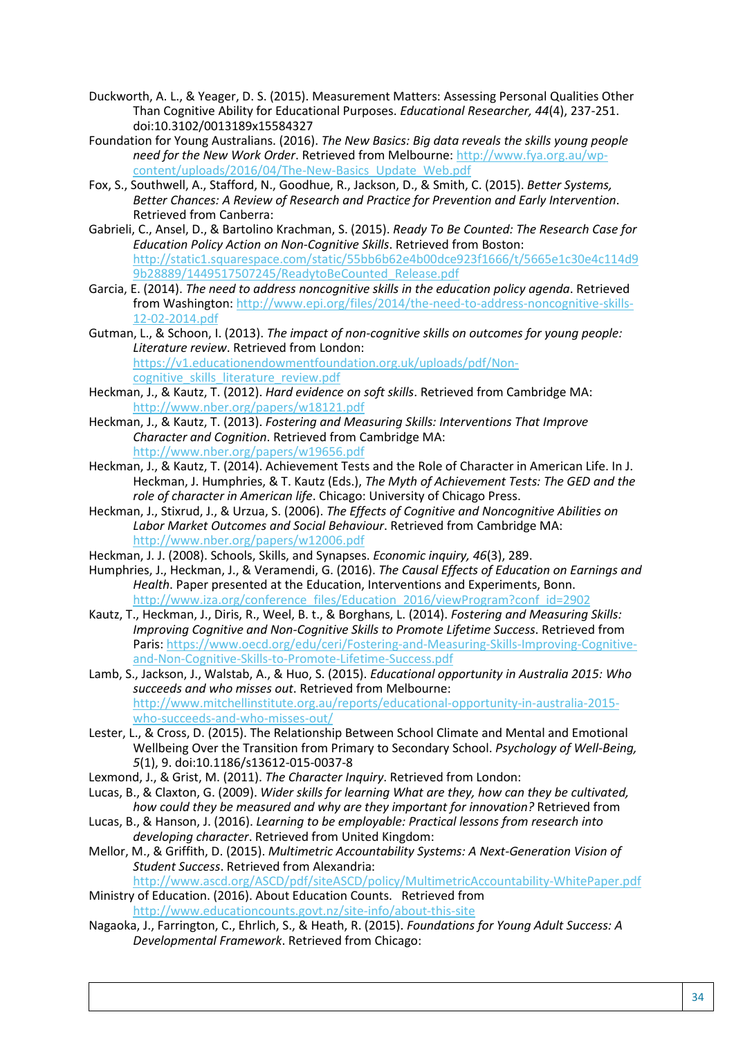Duckworth, A. L., & Yeager, D. S. (2015). Measurement Matters: Assessing Personal Qualities Other Than Cognitive Ability for Educational Purposes. *Educational Researcher, 44*(4), 237-251. doi:10.3102/0013189x15584327

Foundation for Young Australians. (2016). *The New Basics: Big data reveals the skills young people need for the New Work Order*. Retrieved from Melbourne: http://www.fya.org.au/wp-content/uploads/2016/04/The-New-Basics_Update_Web.pdf

Fox, S., Southwell, A., Stafford, N., Goodhue, R., Jackson, D., & Smith, C. (2015). *Better Systems, Better Chances: A Review of Research and Practice for Prevention and Early Intervention*. Retrieved from Canberra:

Gabrieli, C., Ansel, D., & Bartolino Krachman, S. (2015). *Ready To Be Counted: The Research Case for Education Policy Action on Non-Cognitive Skills*. Retrieved from Boston: http://static1.squarespace.com/static/55bb6b62e4b00dce923f1666/t/5665e1c30e4c114d99b28889/1449517507245/ReadytoBeCounted_Release.pdf

Garcia, E. (2014). *The need to address noncognitive skills in the education policy agenda*. Retrieved from Washington: http://www.epi.org/files/2014/the-need-to-address-noncognitive-skills-12-02-2014.pdf

Gutman, L., & Schoon, I. (2013). *The impact of non-cognitive skills on outcomes for young people: Literature review*. Retrieved from London: https://v1.educationendowmentfoundation.org.uk/uploads/pdf/Non-cognitive_skills_literature_review.pdf

Heckman, J., & Kautz, T. (2012). *Hard evidence on soft skills*. Retrieved from Cambridge MA: http://www.nber.org/papers/w18121.pdf

Heckman, J., & Kautz, T. (2013). *Fostering and Measuring Skills: Interventions That Improve Character and Cognition*. Retrieved from Cambridge MA: http://www.nber.org/papers/w19656.pdf

Heckman, J., & Kautz, T. (2014). Achievement Tests and the Role of Character in American Life. In J. Heckman, J. Humphries, & T. Kautz (Eds.), *The Myth of Achievement Tests: The GED and the role of character in American life*. Chicago: University of Chicago Press.

Heckman, J., Stixrud, J., & Urzua, S. (2006). *The Effects of Cognitive and Noncognitive Abilities on Labor Market Outcomes and Social Behaviour*. Retrieved from Cambridge MA: http://www.nber.org/papers/w12006.pdf

Heckman, J. J. (2008). Schools, Skills, and Synapses. *Economic inquiry, 46*(3), 289.

Humphries, J., Heckman, J., & Veramendi, G. (2016). *The Causal Effects of Education on Earnings and Health*. Paper presented at the Education, Interventions and Experiments, Bonn. http://www.iza.org/conference_files/Education_2016/viewProgram?conf_id=2902

Kautz, T., Heckman, J., Diris, R., Weel, B. t., & Borghans, L. (2014). *Fostering and Measuring Skills: Improving Cognitive and Non-Cognitive Skills to Promote Lifetime Success*. Retrieved from Paris: https://www.oecd.org/edu/ceri/Fostering-and-Measuring-Skills-Improving-Cognitive-and-Non-Cognitive-Skills-to-Promote-Lifetime-Success.pdf

Lamb, S., Jackson, J., Walstab, A., & Huo, S. (2015). *Educational opportunity in Australia 2015: Who succeeds and who misses out*. Retrieved from Melbourne: http://www.mitchellinstitute.org.au/reports/educational-opportunity-in-australia-2015-who-succeeds-and-who-misses-out/

Lester, L., & Cross, D. (2015). The Relationship Between School Climate and Mental and Emotional Wellbeing Over the Transition from Primary to Secondary School. *Psychology of Well-Being, 5*(1), 9. doi:10.1186/s13612-015-0037-8

Lexmond, J., & Grist, M. (2011). *The Character Inquiry*. Retrieved from London:

Lucas, B., & Claxton, G. (2009). *Wider skills for learning What are they, how can they be cultivated, how could they be measured and why are they important for innovation?* Retrieved from

Lucas, B., & Hanson, J. (2016). *Learning to be employable: Practical lessons from research into developing character*. Retrieved from United Kingdom:

Mellor, M., & Griffith, D. (2015). *Multimetric Accountability Systems: A Next-Generation Vision of Student Success*. Retrieved from Alexandria: http://www.ascd.org/ASCD/pdf/siteASCD/policy/MultimetricAccountability-WhitePaper.pdf

Ministry of Education. (2016). About Education Counts. Retrieved from http://www.educationcounts.govt.nz/site-info/about-this-site

Nagaoka, J., Farrington, C., Ehrlich, S., & Heath, R. (2015). *Foundations for Young Adult Success: A Developmental Framework*. Retrieved from Chicago: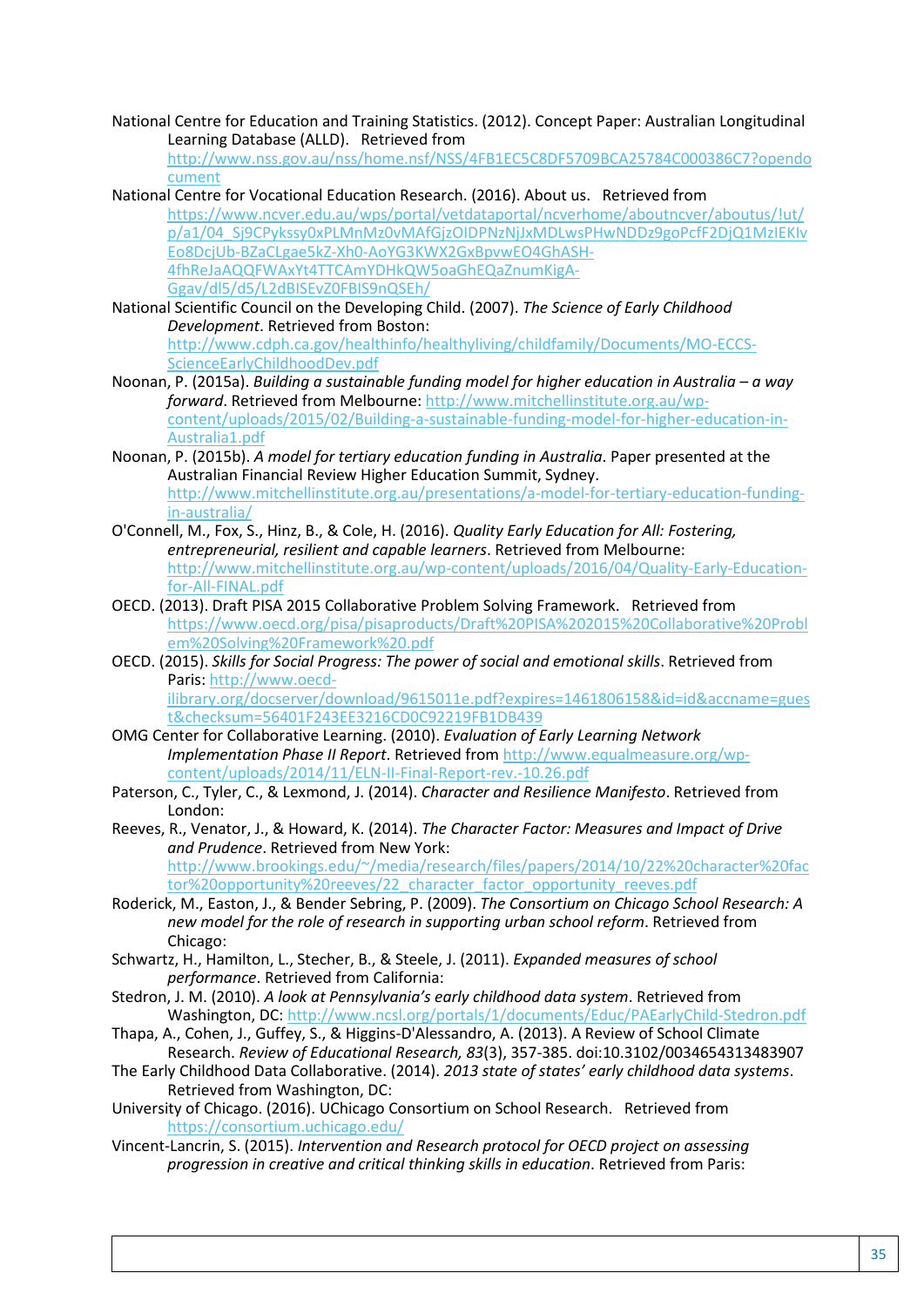National Centre for Education and Training Statistics. (2012). Concept Paper: Australian Longitudinal Learning Database (ALLD). Retrieved from http://www.nss.gov.au/nss/home.nsf/NSS/4FB1EC5C8DF5709BCA25784C000386C7?opendocument

National Centre for Vocational Education Research. (2016). About us. Retrieved from https://www.ncver.edu.au/wps/portal/vetdataportal/ncverhome/aboutncver/aboutus/!ut/p/a1/04_Sj9CPykssy0xPLMnMz0vMAfGjzOIDPNzNjJxMDLwsPHwNDDz9goPcfF2DjQ1MzIEKIvEo8DcjUb-BZaCLgae5kZ-Xh0-AoYG3KWX2GxBpvwEO4GhASH-4fhReJaAQQFWAxYt4TTCAmYDHkQW5oaGhEQaZnumKigA-Ggav/dl5/d5/L2dBISEvZ0FBIS9nQSEh/

National Scientific Council on the Developing Child. (2007). *The Science of Early Childhood Development*. Retrieved from Boston: http://www.cdph.ca.gov/healthinfo/healthyliving/childfamily/Documents/MO-ECCS-ScienceEarlyChildhoodDev.pdf

Noonan, P. (2015a). *Building a sustainable funding model for higher education in Australia – a way forward*. Retrieved from Melbourne: http://www.mitchellinstitute.org.au/wp-content/uploads/2015/02/Building-a-sustainable-funding-model-for-higher-education-in-Australia1.pdf

Noonan, P. (2015b). *A model for tertiary education funding in Australia*. Paper presented at the Australian Financial Review Higher Education Summit, Sydney. http://www.mitchellinstitute.org.au/presentations/a-model-for-tertiary-education-funding-in-australia/

O'Connell, M., Fox, S., Hinz, B., & Cole, H. (2016). *Quality Early Education for All: Fostering, entrepreneurial, resilient and capable learners*. Retrieved from Melbourne: http://www.mitchellinstitute.org.au/wp-content/uploads/2016/04/Quality-Early-Education-for-All-FINAL.pdf

OECD. (2013). Draft PISA 2015 Collaborative Problem Solving Framework. Retrieved from https://www.oecd.org/pisa/pisaproducts/Draft%20PISA%202015%20Collaborative%20Problem%20Solving%20Framework%20.pdf

OECD. (2015). *Skills for Social Progress: The power of social and emotional skills*. Retrieved from Paris: http://www.oecd-ilibrary.org/docserver/download/9615011e.pdf?expires=1461806158&id=id&accname=guest&checksum=56401F243EE3216CD0C92219FB1DB439

OMG Center for Collaborative Learning. (2010). *Evaluation of Early Learning Network Implementation Phase II Report*. Retrieved from http://www.equalmeasure.org/wp-content/uploads/2014/11/ELN-II-Final-Report-rev.-10.26.pdf

Paterson, C., Tyler, C., & Lexmond, J. (2014). *Character and Resilience Manifesto*. Retrieved from London:

Reeves, R., Venator, J., & Howard, K. (2014). *The Character Factor: Measures and Impact of Drive and Prudence*. Retrieved from New York: http://www.brookings.edu/~/media/research/files/papers/2014/10/22%20character%20factor%20opportunity%20reeves/22_character_factor_opportunity_reeves.pdf

Roderick, M., Easton, J., & Bender Sebring, P. (2009). *The Consortium on Chicago School Research: A new model for the role of research in supporting urban school reform*. Retrieved from Chicago:

Schwartz, H., Hamilton, L., Stecher, B., & Steele, J. (2011). *Expanded measures of school performance*. Retrieved from California:

Stedron, J. M. (2010). *A look at Pennsylvania's early childhood data system*. Retrieved from Washington, DC: http://www.ncsl.org/portals/1/documents/Educ/PAEarlyChild-Stedron.pdf

Thapa, A., Cohen, J., Guffey, S., & Higgins-D'Alessandro, A. (2013). A Review of School Climate Research. *Review of Educational Research, 83*(3), 357-385. doi:10.3102/0034654313483907

The Early Childhood Data Collaborative. (2014). *2013 state of states' early childhood data systems*. Retrieved from Washington, DC:

University of Chicago. (2016). UChicago Consortium on School Research. Retrieved from https://consortium.uchicago.edu/

Vincent-Lancrin, S. (2015). *Intervention and Research protocol for OECD project on assessing progression in creative and critical thinking skills in education*. Retrieved from Paris: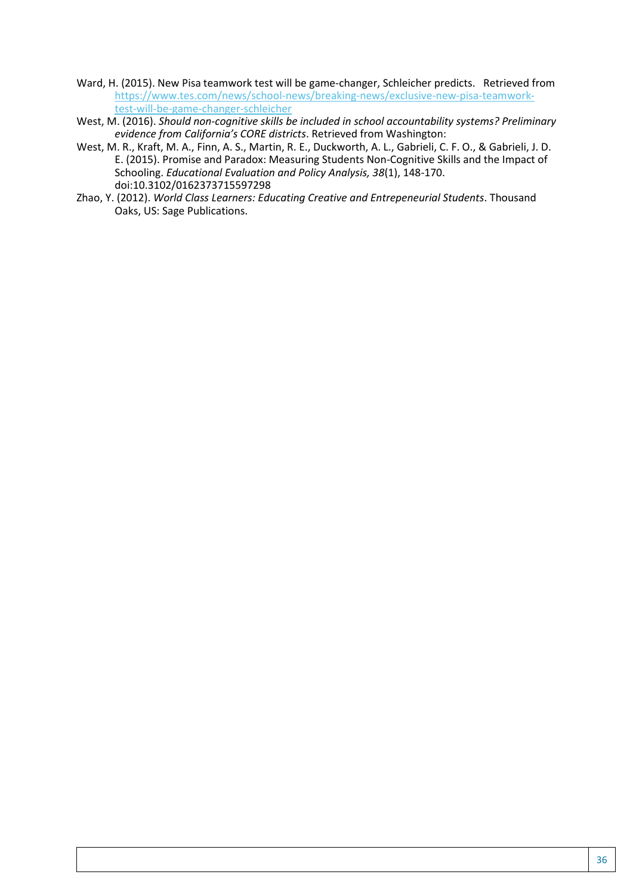Ward, H. (2015). New Pisa teamwork test will be game-changer, Schleicher predicts. Retrieved from https://www.tes.com/news/school-news/breaking-news/exclusive-new-pisa-teamwork-test-will-be-game-changer-schleicher

West, M. (2016). *Should non-cognitive skills be included in school accountability systems? Preliminary evidence from California's CORE districts*. Retrieved from Washington:

West, M. R., Kraft, M. A., Finn, A. S., Martin, R. E., Duckworth, A. L., Gabrieli, C. F. O., & Gabrieli, J. D. E. (2015). Promise and Paradox: Measuring Students Non-Cognitive Skills and the Impact of Schooling. *Educational Evaluation and Policy Analysis, 38*(1), 148-170. doi:10.3102/0162373715597298

Zhao, Y. (2012). *World Class Learners: Educating Creative and Entrepeneurial Students*. Thousand Oaks, US: Sage Publications.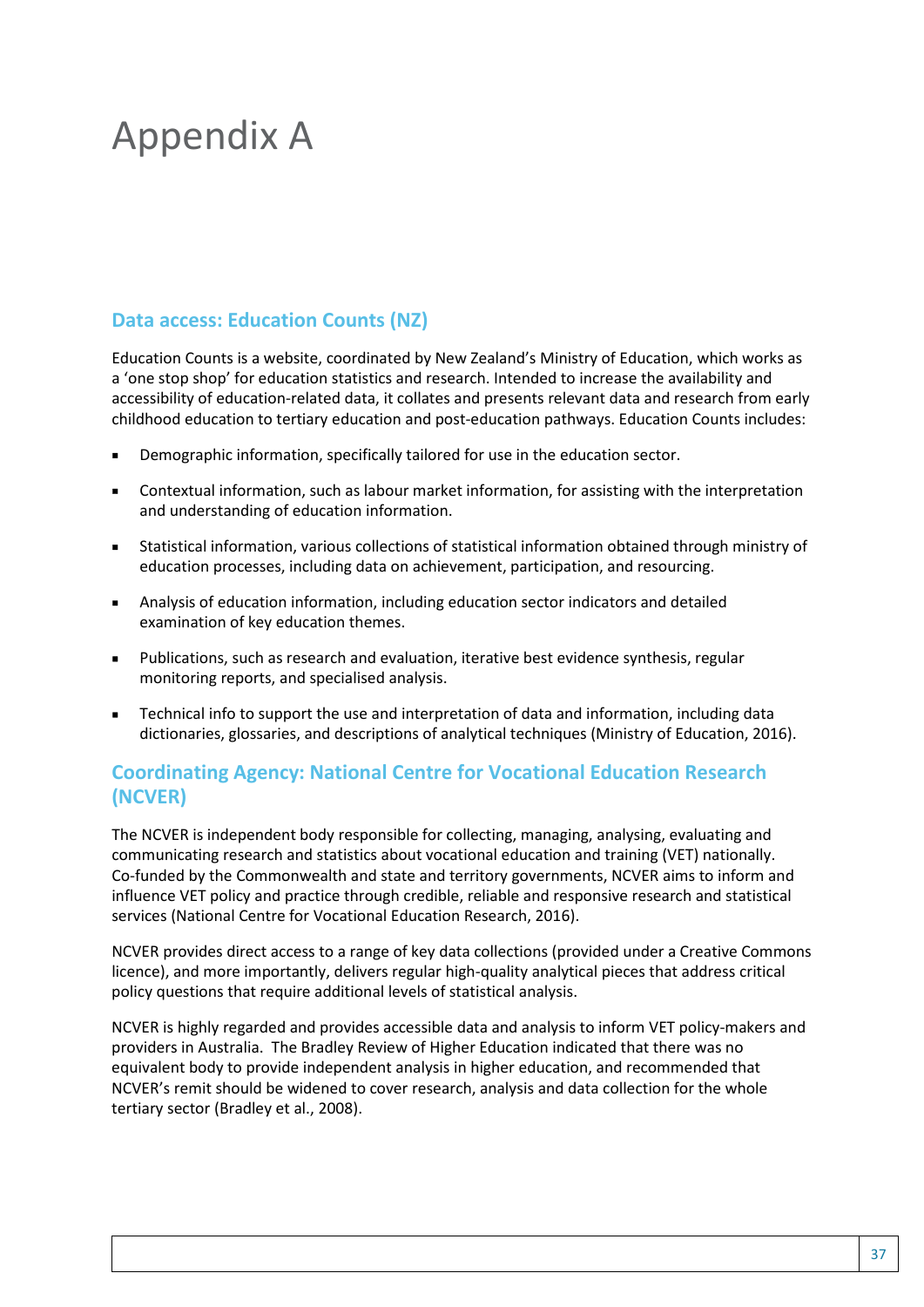# Appendix A

## Data access: Education Counts (NZ)

Education Counts is a website, coordinated by New Zealand's Ministry of Education, which works as a 'one stop shop' for education statistics and research. Intended to increase the availability and accessibility of education-related data, it collates and presents relevant data and research from early childhood education to tertiary education and post-education pathways. Education Counts includes:

- Demographic information, specifically tailored for use in the education sector.
- Contextual information, such as labour market information, for assisting with the interpretation and understanding of education information.
- Statistical information, various collections of statistical information obtained through ministry of education processes, including data on achievement, participation, and resourcing.
- Analysis of education information, including education sector indicators and detailed examination of key education themes.
- Publications, such as research and evaluation, iterative best evidence synthesis, regular monitoring reports, and specialised analysis.
- Technical info to support the use and interpretation of data and information, including data dictionaries, glossaries, and descriptions of analytical techniques (Ministry of Education, 2016).

## Coordinating Agency: National Centre for Vocational Education Research (NCVER)

The NCVER is independent body responsible for collecting, managing, analysing, evaluating and communicating research and statistics about vocational education and training (VET) nationally. Co-funded by the Commonwealth and state and territory governments, NCVER aims to inform and influence VET policy and practice through credible, reliable and responsive research and statistical services (National Centre for Vocational Education Research, 2016).

NCVER provides direct access to a range of key data collections (provided under a Creative Commons licence), and more importantly, delivers regular high-quality analytical pieces that address critical policy questions that require additional levels of statistical analysis.

NCVER is highly regarded and provides accessible data and analysis to inform VET policy-makers and providers in Australia. The Bradley Review of Higher Education indicated that there was no equivalent body to provide independent analysis in higher education, and recommended that NCVER's remit should be widened to cover research, analysis and data collection for the whole tertiary sector (Bradley et al., 2008).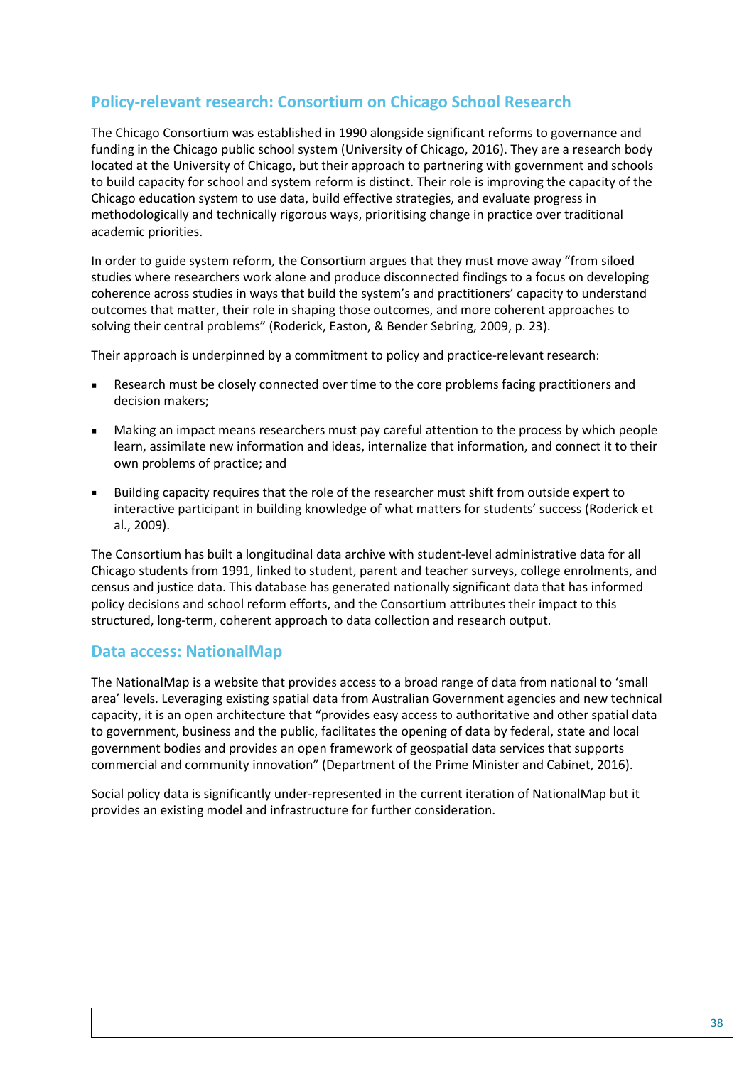## Policy-relevant research: Consortium on Chicago School Research

The Chicago Consortium was established in 1990 alongside significant reforms to governance and funding in the Chicago public school system (University of Chicago, 2016). They are a research body located at the University of Chicago, but their approach to partnering with government and schools to build capacity for school and system reform is distinct. Their role is improving the capacity of the Chicago education system to use data, build effective strategies, and evaluate progress in methodologically and technically rigorous ways, prioritising change in practice over traditional academic priorities.

In order to guide system reform, the Consortium argues that they must move away "from siloed studies where researchers work alone and produce disconnected findings to a focus on developing coherence across studies in ways that build the system's and practitioners' capacity to understand outcomes that matter, their role in shaping those outcomes, and more coherent approaches to solving their central problems" (Roderick, Easton, & Bender Sebring, 2009, p. 23).

Their approach is underpinned by a commitment to policy and practice-relevant research:

- Research must be closely connected over time to the core problems facing practitioners and decision makers;
- Making an impact means researchers must pay careful attention to the process by which people learn, assimilate new information and ideas, internalize that information, and connect it to their own problems of practice; and
- Building capacity requires that the role of the researcher must shift from outside expert to interactive participant in building knowledge of what matters for students' success (Roderick et al., 2009).

The Consortium has built a longitudinal data archive with student-level administrative data for all Chicago students from 1991, linked to student, parent and teacher surveys, college enrolments, and census and justice data. This database has generated nationally significant data that has informed policy decisions and school reform efforts, and the Consortium attributes their impact to this structured, long-term, coherent approach to data collection and research output.

## Data access: NationalMap

The NationalMap is a website that provides access to a broad range of data from national to 'small area' levels. Leveraging existing spatial data from Australian Government agencies and new technical capacity, it is an open architecture that "provides easy access to authoritative and other spatial data to government, business and the public, facilitates the opening of data by federal, state and local government bodies and provides an open framework of geospatial data services that supports commercial and community innovation" (Department of the Prime Minister and Cabinet, 2016).

Social policy data is significantly under-represented in the current iteration of NationalMap but it provides an existing model and infrastructure for further consideration.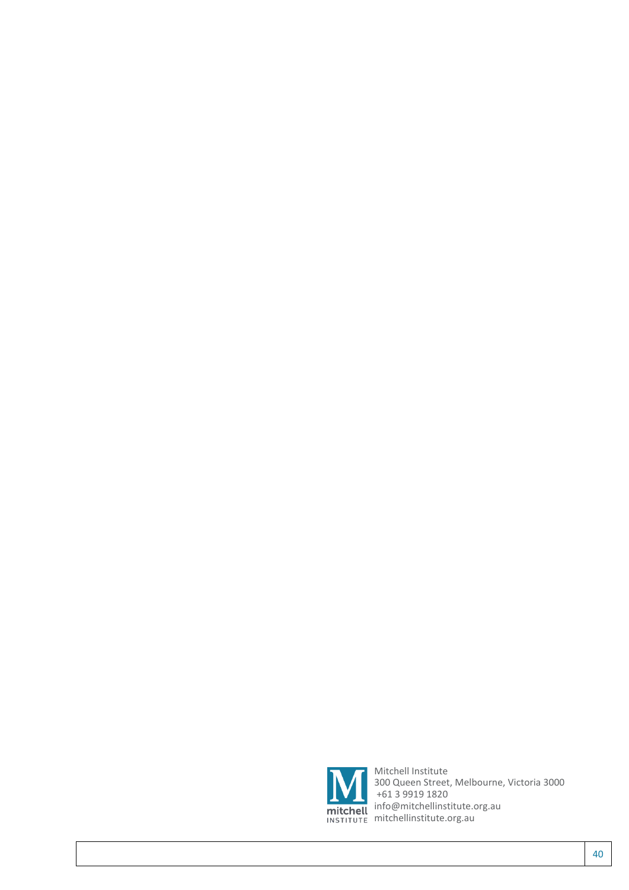Mitchell Institute
300 Queen Street, Melbourne, Victoria 3000
+61 3 9919 1820
info@mitchellinstitute.org.au
mitchellinstitute.org.au